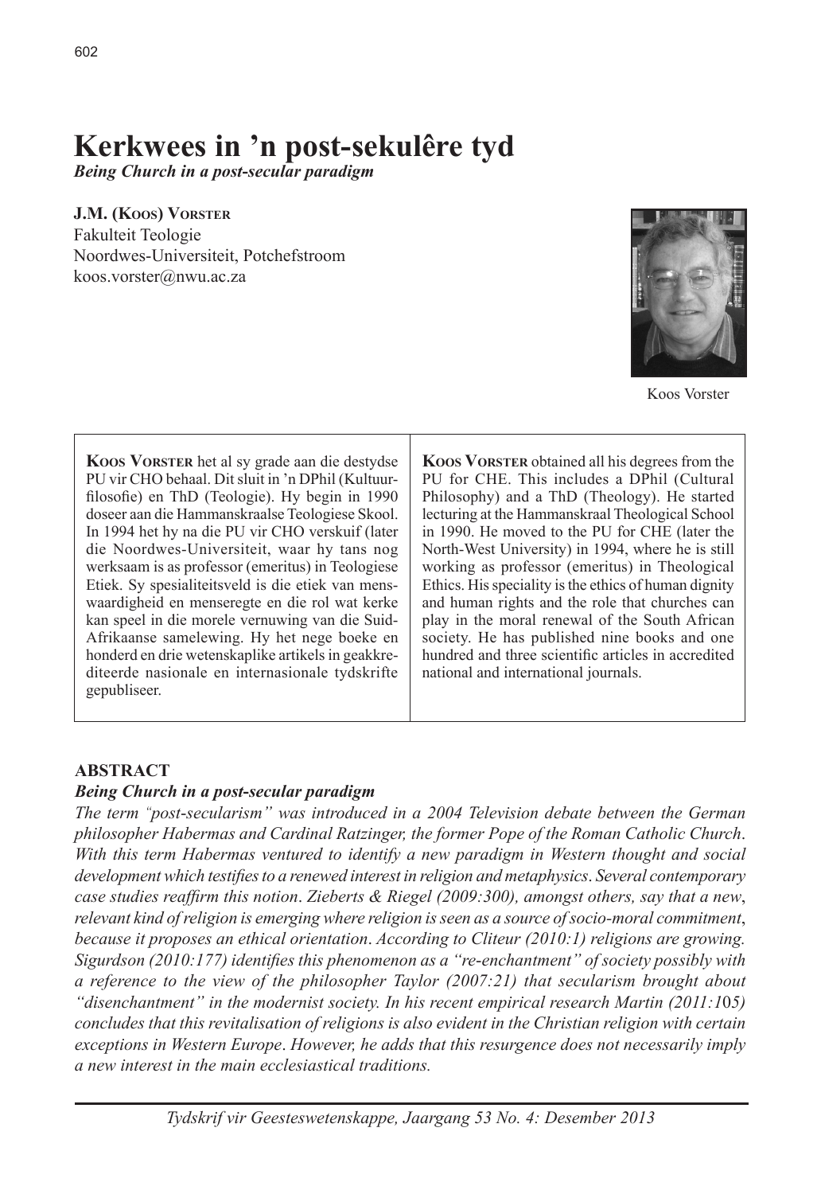# Kerkwees in 'n post-sekulêre tyd

***Being Church in a post-secular paradigm***

**J.M. (Koos) Vorster**
Fakulteit Teologie
Noordwes-Universiteit, Potchefstroom
koos.vorster@nwu.ac.za

Koos Vorster

**Koos Vorster** het al sy grade aan die destydse PU vir CHO behaal. Dit sluit in 'n DPhil (Kultuurfilosofie) en ThD (Teologie). Hy begin in 1990 doseer aan die Hammanskraalse Teologiese Skool. In 1994 het hy na die PU vir CHO verskuif (later die Noordwes-Universiteit, waar hy tans nog werksaam is as professor (emeritus) in Teologiese Etiek. Sy spesialiteitsveld is die etiek van menswaardigheid en menseregte en die rol wat kerke kan speel in die morele vernuwing van die Suid-Afrikaanse samelewing. Hy het nege boeke en honderd en drie wetenskaplike artikels in geakkrediteerde nasionale en internasionale tydskrifte gepubliseer.

**Koos Vorster** obtained all his degrees from the PU for CHE. This includes a DPhil (Cultural Philosophy) and a ThD (Theology). He started lecturing at the Hammanskraal Theological School in 1990. He moved to the PU for CHE (later the North-West University) in 1994, where he is still working as professor (emeritus) in Theological Ethics. His speciality is the ethics of human dignity and human rights and the role that churches can play in the moral renewal of the South African society. He has published nine books and one hundred and three scientific articles in accredited national and international journals.

## ABSTRACT

***Being Church in a post-secular paradigm***

*The term "post-secularism" was introduced in a 2004 Television debate between the German philosopher Habermas and Cardinal Ratzinger, the former Pope of the Roman Catholic Church. With this term Habermas ventured to identify a new paradigm in Western thought and social development which testifies to a renewed interest in religion and metaphysics. Several contemporary case studies reaffirm this notion. Zieberts & Riegel (2009:300), amongst others, say that a new, relevant kind of religion is emerging where religion is seen as a source of socio-moral commitment, because it proposes an ethical orientation. According to Cliteur (2010:1) religions are growing. Sigurdson (2010:177) identifies this phenomenon as a "re-enchantment" of society possibly with a reference to the view of the philosopher Taylor (2007:21) that secularism brought about "disenchantment" in the modernist society. In his recent empirical research Martin (2011:105) concludes that this revitalisation of religions is also evident in the Christian religion with certain exceptions in Western Europe. However, he adds that this resurgence does not necessarily imply a new interest in the main ecclesiastical traditions.*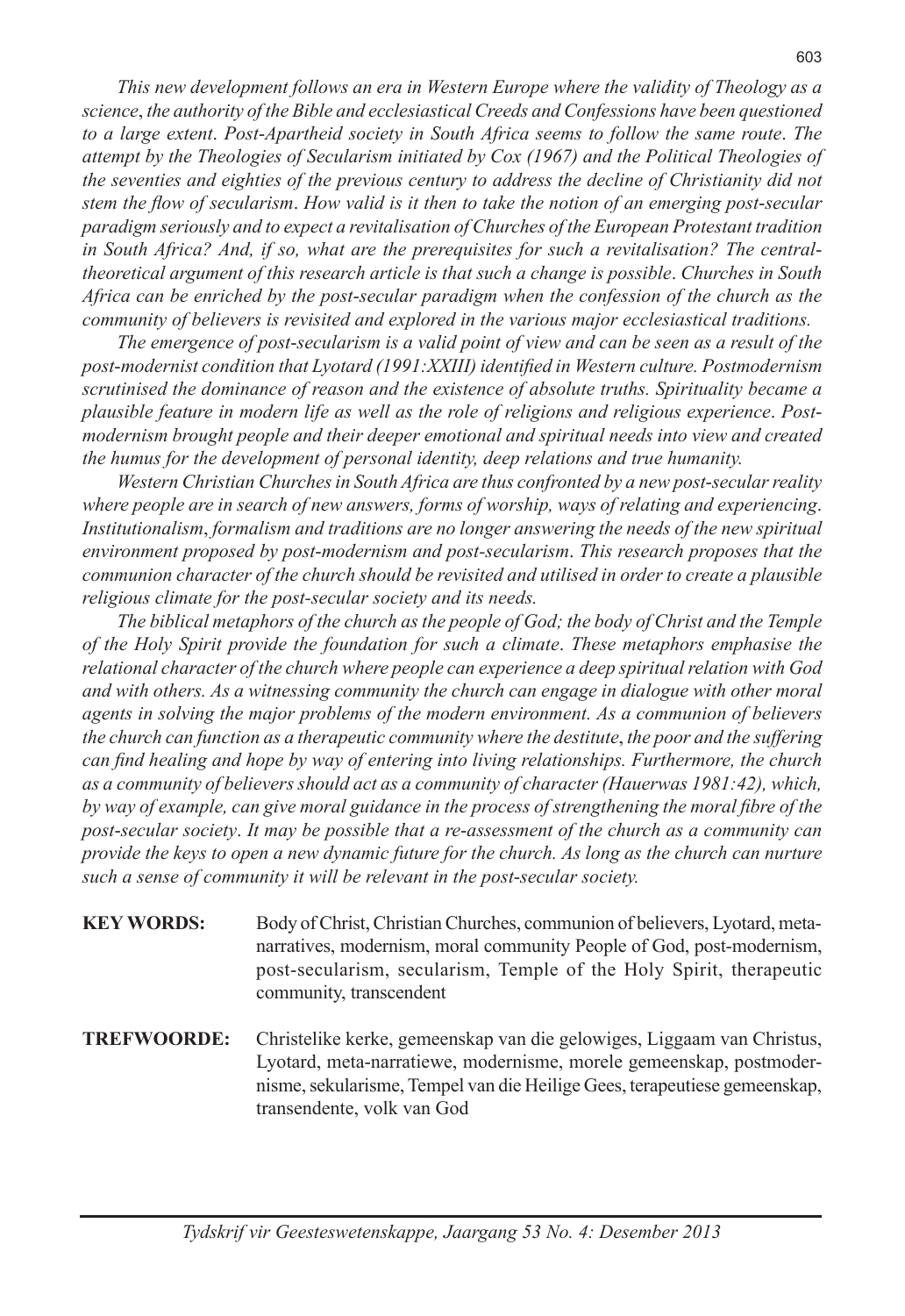*This new development follows an era in Western Europe where the validity of Theology as a science, the authority of the Bible and ecclesiastical Creeds and Confessions have been questioned to a large extent. Post-Apartheid society in South Africa seems to follow the same route. The attempt by the Theologies of Secularism initiated by Cox (1967) and the Political Theologies of the seventies and eighties of the previous century to address the decline of Christianity did not stem the flow of secularism. How valid is it then to take the notion of an emerging post-secular paradigm seriously and to expect a revitalisation of Churches of the European Protestant tradition in South Africa? And, if so, what are the prerequisites for such a revitalisation? The central-theoretical argument of this research article is that such a change is possible. Churches in South Africa can be enriched by the post-secular paradigm when the confession of the church as the community of believers is revisited and explored in the various major ecclesiastical traditions.*

*The emergence of post-secularism is a valid point of view and can be seen as a result of the post-modernist condition that Lyotard (1991:XXIII) identified in Western culture. Postmodernism scrutinised the dominance of reason and the existence of absolute truths. Spirituality became a plausible feature in modern life as well as the role of religions and religious experience. Post-modernism brought people and their deeper emotional and spiritual needs into view and created the humus for the development of personal identity, deep relations and true humanity.*

*Western Christian Churches in South Africa are thus confronted by a new post-secular reality where people are in search of new answers, forms of worship, ways of relating and experiencing. Institutionalism, formalism and traditions are no longer answering the needs of the new spiritual environment proposed by post-modernism and post-secularism. This research proposes that the communion character of the church should be revisited and utilised in order to create a plausible religious climate for the post-secular society and its needs.*

*The biblical metaphors of the church as the people of God; the body of Christ and the Temple of the Holy Spirit provide the foundation for such a climate. These metaphors emphasise the relational character of the church where people can experience a deep spiritual relation with God and with others. As a witnessing community the church can engage in dialogue with other moral agents in solving the major problems of the modern environment. As a communion of believers the church can function as a therapeutic community where the destitute, the poor and the suffering can find healing and hope by way of entering into living relationships. Furthermore, the church as a community of believers should act as a community of character (Hauerwas 1981:42), which, by way of example, can give moral guidance in the process of strengthening the moral fibre of the post-secular society. It may be possible that a re-assessment of the church as a community can provide the keys to open a new dynamic future for the church. As long as the church can nurture such a sense of community it will be relevant in the post-secular society.*

**KEY WORDS:** Body of Christ, Christian Churches, communion of believers, Lyotard, meta-narratives, modernism, moral community People of God, post-modernism, post-secularism, secularism, Temple of the Holy Spirit, therapeutic community, transcendent

**TREFWOORDE:** Christelike kerke, gemeenskap van die gelowiges, Liggaam van Christus, Lyotard, meta-narratiewe, modernisme, morele gemeenskap, postmodernisme, sekularisme, Tempel van die Heilige Gees, terapeutiese gemeenskap, transendente, volk van God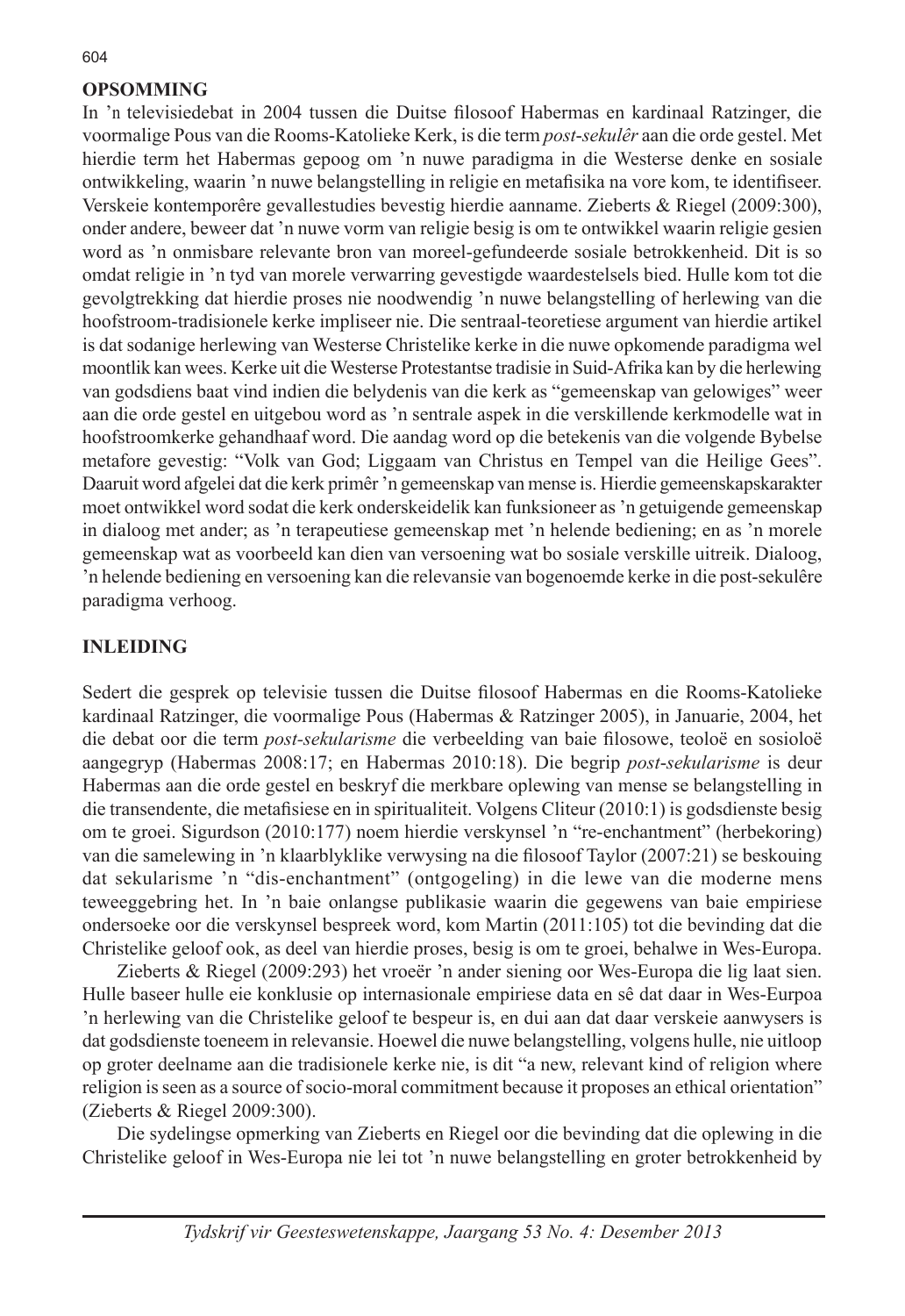## OPSOMMING

In 'n televisiedebat in 2004 tussen die Duitse filosoof Habermas en kardinaal Ratzinger, die voormalige Pous van die Rooms-Katolieke Kerk, is die term *post-sekulêr* aan die orde gestel. Met hierdie term het Habermas gepoog om 'n nuwe paradigma in die Westerse denke en sosiale ontwikkeling, waarin 'n nuwe belangstelling in religie en metafisika na vore kom, te identifiseer. Verskeie kontemporêre gevallestudies bevestig hierdie aanname. Zieberts & Riegel (2009:300), onder andere, beweer dat 'n nuwe vorm van religie besig is om te ontwikkel waarin religie gesien word as 'n onmisbare relevante bron van moreel-gefundeerde sosiale betrokkenheid. Dit is so omdat religie in 'n tyd van morele verwarring gevestigde waardestelsels bied. Hulle kom tot die gevolgtrekking dat hierdie proses nie noodwendig 'n nuwe belangstelling of herlewing van die hoofstroom-tradisionele kerke impliseer nie. Die sentraal-teoretiese argument van hierdie artikel is dat sodanige herlewing van Westerse Christelike kerke in die nuwe opkomende paradigma wel moontlik kan wees. Kerke uit die Westerse Protestantse tradisie in Suid-Afrika kan by die herlewing van godsdiens baat vind indien die belydenis van die kerk as "gemeenskap van gelowiges" weer aan die orde gestel en uitgebou word as 'n sentrale aspek in die verskillende kerkmodelle wat in hoofstroomkerke gehandhaaf word. Die aandag word op die betekenis van die volgende Bybelse metafore gevestig: "Volk van God; Liggaam van Christus en Tempel van die Heilige Gees". Daaruit word afgelei dat die kerk primêr 'n gemeenskap van mense is. Hierdie gemeenskapskarakter moet ontwikkel word sodat die kerk onderskeidelik kan funksioneer as 'n getuigende gemeenskap in dialoog met ander; as 'n terapeutiese gemeenskap met 'n helende bediening; en as 'n morele gemeenskap wat as voorbeeld kan dien van versoening wat bo sosiale verskille uitreik. Dialoog, 'n helende bediening en versoening kan die relevansie van bogenoemde kerke in die post-sekulêre paradigma verhoog.

## INLEIDING

Sedert die gesprek op televisie tussen die Duitse filosoof Habermas en die Rooms-Katolieke kardinaal Ratzinger, die voormalige Pous (Habermas & Ratzinger 2005), in Januarie, 2004, het die debat oor die term *post-sekularisme* die verbeelding van baie filosowe, teoloë en sosioloë aangegryp (Habermas 2008:17; en Habermas 2010:18). Die begrip *post-sekularisme* is deur Habermas aan die orde gestel en beskryf die merkbare oplewing van mense se belangstelling in die transendente, die metafisiese en in spiritualiteit. Volgens Cliteur (2010:1) is godsdienste besig om te groei. Sigurdson (2010:177) noem hierdie verskynsel 'n "re-enchantment" (herbekoring) van die samelewing in 'n klaarblyklike verwysing na die filosoof Taylor (2007:21) se beskouing dat sekularisme 'n "dis-enchantment" (ontgogeling) in die lewe van die moderne mens teweeggebring het. In 'n baie onlangse publikasie waarin die gegewens van baie empiriese ondersoeke oor die verskynsel bespreek word, kom Martin (2011:105) tot die bevinding dat die Christelike geloof ook, as deel van hierdie proses, besig is om te groei, behalwe in Wes-Europa.

Zieberts & Riegel (2009:293) het vroeër 'n ander siening oor Wes-Europa die lig laat sien. Hulle baseer hulle eie konklusie op internasionale empiriese data en sê dat daar in Wes-Eurpoa 'n herlewing van die Christelike geloof te bespeur is, en dui aan dat daar verskeie aanwysers is dat godsdienste toeneem in relevansie. Hoewel die nuwe belangstelling, volgens hulle, nie uitloop op groter deelname aan die tradisionele kerke nie, is dit "a new, relevant kind of religion where religion is seen as a source of socio-moral commitment because it proposes an ethical orientation" (Zieberts & Riegel 2009:300).

Die sydelingse opmerking van Zieberts en Riegel oor die bevinding dat die oplewing in die Christelike geloof in Wes-Europa nie lei tot 'n nuwe belangstelling en groter betrokkenheid by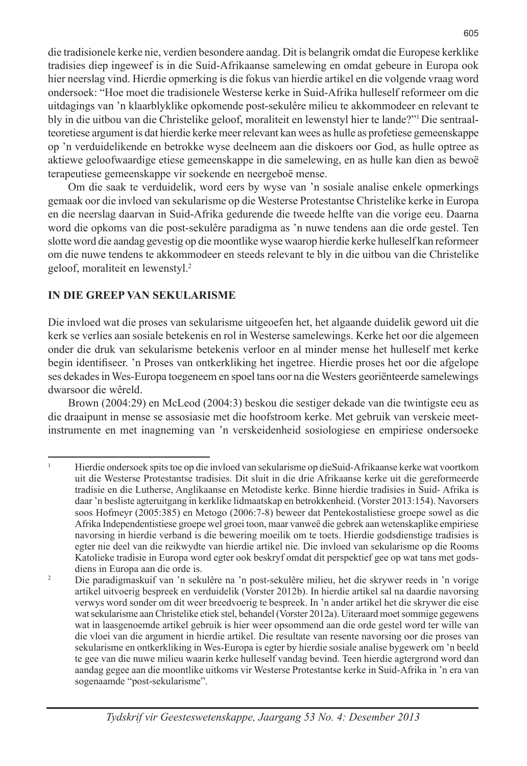die tradisionele kerke nie, verdien besondere aandag. Dit is belangrik omdat die Europese kerklike tradisies diep ingeweef is in die Suid-Afrikaanse samelewing en omdat gebeure in Europa ook hier neerslag vind. Hierdie opmerking is die fokus van hierdie artikel en die volgende vraag word ondersoek: "Hoe moet die tradisionele Westerse kerke in Suid-Afrika hulleself reformeer om die uitdagings van 'n klaarblyklike opkomende post-sekulêre milieu te akkommodeer en relevant te bly in die uitbou van die Christelike geloof, moraliteit en lewenstyl hier te lande?"[1] Die sentraal-teoretiese argument is dat hierdie kerke meer relevant kan wees as hulle as profetiese gemeenskappe op 'n verduidelikende en betrokke wyse deelneem aan die diskoers oor God, as hulle optree as aktiewe geloofwaardige etiese gemeenskappe in die samelewing, en as hulle kan dien as bewoë terapeutiese gemeenskappe vir soekende en neergeboë mense.

Om die saak te verduidelik, word eers by wyse van 'n sosiale analise enkele opmerkings gemaak oor die invloed van sekularisme op die Westerse Protestantse Christelike kerke in Europa en die neerslag daarvan in Suid-Afrika gedurende die tweede helfte van die vorige eeu. Daarna word die opkoms van die post-sekulêre paradigma as 'n nuwe tendens aan die orde gestel. Ten slotte word die aandag gevestig op die moontlike wyse waarop hierdie kerke hulleself kan reformeer om die nuwe tendens te akkommodeer en steeds relevant te bly in die uitbou van die Christelike geloof, moraliteit en lewenstyl.[2]

## IN DIE GREEP VAN SEKULARISME

Die invloed wat die proses van sekularisme uitgeoefen het, het algaande duidelik geword uit die kerk se verlies aan sosiale betekenis en rol in Westerse samelewings. Kerke het oor die algemeen onder die druk van sekularisme betekenis verloor en al minder mense het hulleself met kerke begin identifiseer. 'n Proses van ontkerkliking het ingetree. Hierdie proses het oor die afgelope ses dekades in Wes-Europa toegeneem en spoel tans oor na die Westers georiënteerde samelewings dwarsoor die wêreld.

Brown (2004:29) en McLeod (2004:3) beskou die sestiger dekade van die twintigste eeu as die draaipunt in mense se assosiasie met die hoofstroom kerke. Met gebruik van verskeie meet-instrumente en met inagneming van 'n verskeidenheid sosiologiese en empiriese ondersoeke

---

[1] Hierdie ondersoek spits toe op die invloed van sekularisme op dieSuid-Afrikaanse kerke wat voortkom uit die Westerse Protestantse tradisies. Dit sluit in die drie Afrikaanse kerke uit die gereformeerde tradisie en die Lutherse, Anglikaanse en Metodiste kerke. Binne hierdie tradisies in Suid- Afrika is daar 'n besliste agteruitgang in kerklike lidmaatskap en betrokkenheid. (Vorster 2013:154). Navorsers soos Hofmeyr (2005:385) en Metogo (2006:7-8) beweer dat Pentekostalistiese groepe sowel as die Afrika Independentistiese groepe wel groei toon, maar vanweë die gebrek aan wetenskaplike empiriese navorsing in hierdie verband is die bewering moeilik om te toets. Hierdie godsdienstige tradisies is egter nie deel van die reikwydte van hierdie artikel nie. Die invloed van sekularisme op die Rooms Katolieke tradisie in Europa word egter ook beskryf omdat dit perspektief gee op wat tans met gods-diens in Europa aan die orde is.

[2] Die paradigmaskuif van 'n sekulêre na 'n post-sekulêre milieu, het die skrywer reeds in 'n vorige artikel uitvoerig bespreek en verduidelik (Vorster 2012b). In hierdie artikel sal na daardie navorsing verwys word sonder om dit weer breedvoerig te bespreek. In 'n ander artikel het die skrywer die eise wat sekularisme aan Christelike etiek stel, behandel (Vorster 2012a). Uiteraard moet sommige gegewens wat in laasgenoemde artikel gebruik is hier weer opsommend aan die orde gestel word ter wille van die vloei van die argument in hierdie artikel. Die resultate van resente navorsing oor die proses van sekularisme en ontkerkliking in Wes-Europa is egter by hierdie sosiale analise bygewerk om 'n beeld te gee van die nuwe milieu waarin kerke hulleself vandag bevind. Teen hierdie agtergrond word dan aandag gegee aan die moontlike uitkoms vir Westerse Protestantse kerke in Suid-Afrika in 'n era van sogenaamde "post-sekularisme".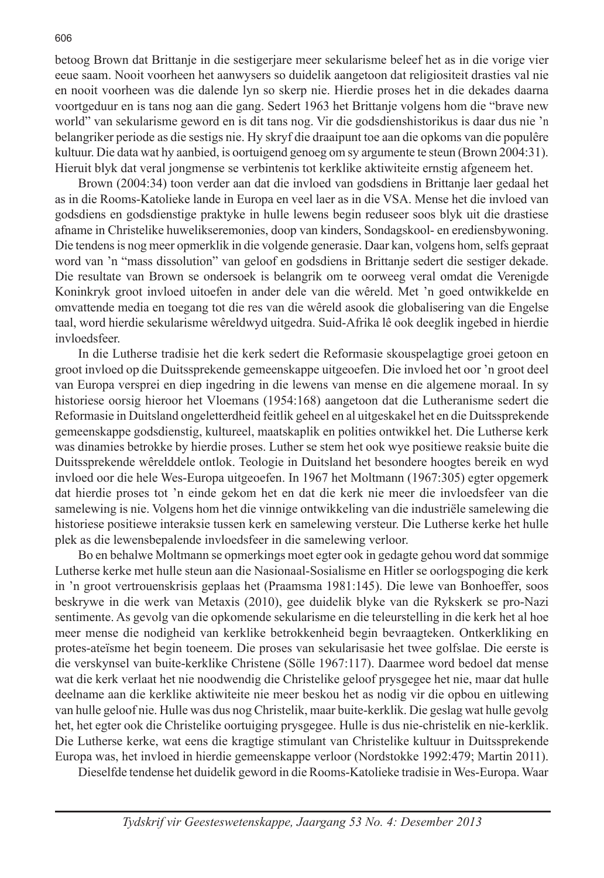betoog Brown dat Brittanje in die sestigerjare meer sekularisme beleef het as in die vorige vier eeue saam. Nooit voorheen het aanwysers so duidelik aangetoon dat religiositeit drasties val nie en nooit voorheen was die dalende lyn so skerp nie. Hierdie proses het in die dekades daarna voortgeduur en is tans nog aan die gang. Sedert 1963 het Brittanje volgens hom die "brave new world" van sekularisme geword en is dit tans nog. Vir die godsdienshistorikus is daar dus nie 'n belangriker periode as die sestigs nie. Hy skryf die draaipunt toe aan die opkoms van die populêre kultuur. Die data wat hy aanbied, is oortuigend genoeg om sy argumente te steun (Brown 2004:31). Hieruit blyk dat veral jongmense se verbintenis tot kerklike aktiwiteite ernstig afgeneem het.

Brown (2004:34) toon verder aan dat die invloed van godsdiens in Brittanje laer gedaal het as in die Rooms-Katolieke lande in Europa en veel laer as in die VSA. Mense het die invloed van godsdiens en godsdienstige praktyke in hulle lewens begin reduseer soos blyk uit die drastiese afname in Christelike huwelikseremonies, doop van kinders, Sondagskool- en erediensbywoning. Die tendens is nog meer opmerklik in die volgende generasie. Daar kan, volgens hom, selfs gepraat word van 'n "mass dissolution" van geloof en godsdiens in Brittanje sedert die sestiger dekade. Die resultate van Brown se ondersoek is belangrik om te oorweeg veral omdat die Verenigde Koninkryk groot invloed uitoefen in ander dele van die wêreld. Met 'n goed ontwikkelde en omvattende media en toegang tot die res van die wêreld asook die globalisering van die Engelse taal, word hierdie sekularisme wêreldwyd uitgedra. Suid-Afrika lê ook deeglik ingebed in hierdie invloedsfeer.

In die Lutherse tradisie het die kerk sedert die Reformasie skouspelagtige groei getoon en groot invloed op die Duitssprekende gemeenskappe uitgeoefen. Die invloed het oor 'n groot deel van Europa versprei en diep ingedring in die lewens van mense en die algemene moraal. In sy historiese oorsig hieroor het Vloemans (1954:168) aangetoon dat die Lutheranisme sedert die Reformasie in Duitsland ongeletterdheid feitlik geheel en al uitgeskakel het en die Duitssprekende gemeenskappe godsdienstig, kultureel, maatskaplik en polities ontwikkel het. Die Lutherse kerk was dinamies betrokke by hierdie proses. Luther se stem het ook wye positiewe reaksie buite die Duitssprekende wêrelddele ontlok. Teologie in Duitsland het besondere hoogtes bereik en wyd invloed oor die hele Wes-Europa uitgeoefen. In 1967 het Moltmann (1967:305) egter opgemerk dat hierdie proses tot 'n einde gekom het en dat die kerk nie meer die invloedsfeer van die samelewing is nie. Volgens hom het die vinnige ontwikkeling van die industriële samelewing die historiese positiewe interaksie tussen kerk en samelewing versteur. Die Lutherse kerke het hulle plek as die lewensbepalende invloedsfeer in die samelewing verloor.

Bo en behalwe Moltmann se opmerkings moet egter ook in gedagte gehou word dat sommige Lutherse kerke met hulle steun aan die Nasionaal-Sosialisme en Hitler se oorlogspoging die kerk in 'n groot vertrouenskrisis geplaas het (Praamsma 1981:145). Die lewe van Bonhoeffer, soos beskrywe in die werk van Metaxis (2010), gee duidelik blyke van die Rykskerk se pro-Nazi sentimente. As gevolg van die opkomende sekularisme en die teleurstelling in die kerk het al hoe meer mense die nodigheid van kerklike betrokkenheid begin bevraagteken. Ontkerkliking en protes-ateïsme het begin toeneem. Die proses van sekularisasie het twee golfslae. Die eerste is die verskynsel van buite-kerklike Christene (Sölle 1967:117). Daarmee word bedoel dat mense wat die kerk verlaat het nie noodwendig die Christelike geloof prysgegee het nie, maar dat hulle deelname aan die kerklike aktiwiteite nie meer beskou het as nodig vir die opbou en uitlewing van hulle geloof nie. Hulle was dus nog Christelik, maar buite-kerklik. Die geslag wat hulle gevolg het, het egter ook die Christelike oortuiging prysgegee. Hulle is dus nie-christelik en nie-kerklik. Die Lutherse kerke, wat eens die kragtige stimulant van Christelike kultuur in Duitssprekende Europa was, het invloed in hierdie gemeenskappe verloor (Nordstokke 1992:479; Martin 2011).

Dieselfde tendense het duidelik geword in die Rooms-Katolieke tradisie in Wes-Europa. Waar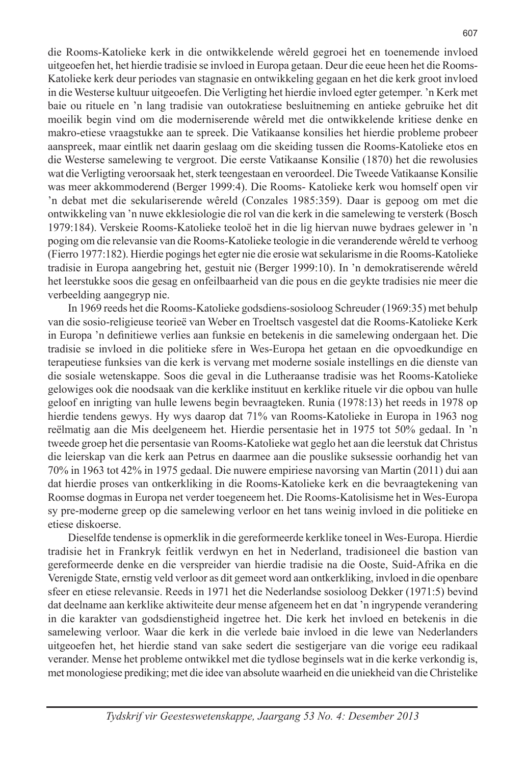die Rooms-Katolieke kerk in die ontwikkelende wêreld gegroei het en toenemende invloed uitgeoefen het, het hierdie tradisie se invloed in Europa getaan. Deur die eeue heen het die Rooms-Katolieke kerk deur periodes van stagnasie en ontwikkeling gegaan en het die kerk groot invloed in die Westerse kultuur uitgeoefen. Die Verligting het hierdie invloed egter getemper. 'n Kerk met baie ou rituele en 'n lang tradisie van outokratiese besluitneming en antieke gebruike het dit moeilik begin vind om die moderniserende wêreld met die ontwikkelende kritiese denke en makro-etiese vraagstukke aan te spreek. Die Vatikaanse konsilies het hierdie probleme probeer aanspreek, maar eintlik net daarin geslaag om die skeiding tussen die Rooms-Katolieke etos en die Westerse samelewing te vergroot. Die eerste Vatikaanse Konsilie (1870) het die rewolusies wat die Verligting veroorsaak het, sterk teengestaan en veroordeel. Die Tweede Vatikaanse Konsilie was meer akkommoderend (Berger 1999:4). Die Rooms- Katolieke kerk wou homself open vir 'n debat met die sekulariserende wêreld (Conzales 1985:359). Daar is gepoog om met die ontwikkeling van 'n nuwe ekklesiologie die rol van die kerk in die samelewing te versterk (Bosch 1979:184). Verskeie Rooms-Katolieke teoloë het in die lig hiervan nuwe bydraes gelewer in 'n poging om die relevansie van die Rooms-Katolieke teologie in die veranderende wêreld te verhoog (Fierro 1977:182). Hierdie pogings het egter nie die erosie wat sekularisme in die Rooms-Katolieke tradisie in Europa aangebring het, gestuit nie (Berger 1999:10). In 'n demokratiserende wêreld het leerstukke soos die gesag en onfeilbaarheid van die pous en die geykte tradisies nie meer die verbeelding aangegryp nie.

In 1969 reeds het die Rooms-Katolieke godsdiens-sosioloog Schreuder (1969:35) met behulp van die sosio-religieuse teorieë van Weber en Troeltsch vasgestel dat die Rooms-Katolieke Kerk in Europa 'n definitiewe verlies aan funksie en betekenis in die samelewing ondergaan het. Die tradisie se invloed in die politieke sfere in Wes-Europa het getaan en die opvoedkundige en terapeutiese funksies van die kerk is vervang met moderne sosiale instellings en die dienste van die sosiale wetenskappe. Soos die geval in die Lutheraanse tradisie was het Rooms-Katolieke gelowiges ook die noodsaak van die kerklike instituut en kerklike rituele vir die opbou van hulle geloof en inrigting van hulle lewens begin bevraagteken. Runia (1978:13) het reeds in 1978 op hierdie tendens gewys. Hy wys daarop dat 71% van Rooms-Katolieke in Europa in 1963 nog reëlmatig aan die Mis deelgeneem het. Hierdie persentasie het in 1975 tot 50% gedaal. In 'n tweede groep het die persentasie van Rooms-Katolieke wat geglo het aan die leerstuk dat Christus die leierskap van die kerk aan Petrus en daarmee aan die pouslike suksessie oorhandig het van 70% in 1963 tot 42% in 1975 gedaal. Die nuwere empiriese navorsing van Martin (2011) dui aan dat hierdie proses van ontkerkliking in die Rooms-Katolieke kerk en die bevraagtekening van Roomse dogmas in Europa net verder toegeneem het. Die Rooms-Katolisisme het in Wes-Europa sy pre-moderne greep op die samelewing verloor en het tans weinig invloed in die politieke en etiese diskoerse.

Dieselfde tendense is opmerklik in die gereformeerde kerklike toneel in Wes-Europa. Hierdie tradisie het in Frankryk feitlik verdwyn en het in Nederland, tradisioneel die bastion van gereformeerde denke en die verspreider van hierdie tradisie na die Ooste, Suid-Afrika en die Verenigde State, ernstig veld verloor as dit gemeet word aan ontkerkliking, invloed in die openbare sfeer en etiese relevansie. Reeds in 1971 het die Nederlandse sosioloog Dekker (1971:5) bevind dat deelname aan kerklike aktiwiteite deur mense afgeneem het en dat 'n ingrypende verandering in die karakter van godsdienstigheid ingetree het. Die kerk het invloed en betekenis in die samelewing verloor. Waar die kerk in die verlede baie invloed in die lewe van Nederlanders uitgeoefen het, het hierdie stand van sake sedert die sestigerjare van die vorige eeu radikaal verander. Mense het probleme ontwikkel met die tydlose beginsels wat in die kerke verkondig is, met monologiese prediking; met die idee van absolute waarheid en die uniekheid van die Christelike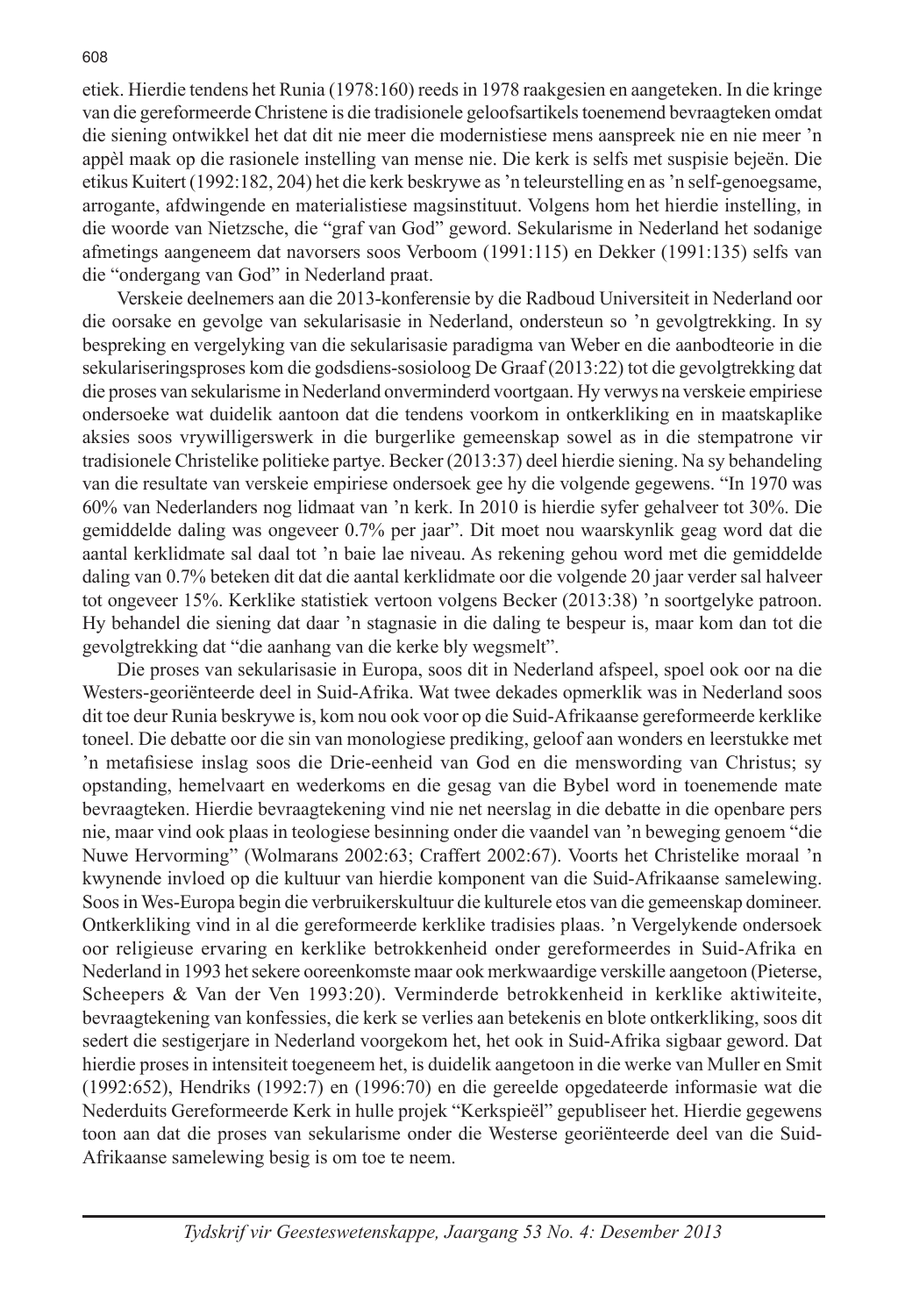etiek. Hierdie tendens het Runia (1978:160) reeds in 1978 raakgesien en aangeteken. In die kringe van die gereformeerde Christene is die tradisionele geloofsartikels toenemend bevraagteken omdat die siening ontwikkel het dat dit nie meer die modernistiese mens aanspreek nie en nie meer 'n appèl maak op die rasionele instelling van mense nie. Die kerk is selfs met suspisie bejeën. Die etikus Kuitert (1992:182, 204) het die kerk beskrywe as 'n teleurstelling en as 'n self-genoegsame, arrogante, afdwingende en materialistiese magsinstituut. Volgens hom het hierdie instelling, in die woorde van Nietzsche, die "graf van God" geword. Sekularisme in Nederland het sodanige afmetings aangeneem dat navorsers soos Verboom (1991:115) en Dekker (1991:135) selfs van die "ondergang van God" in Nederland praat.

Verskeie deelnemers aan die 2013-konferensie by die Radboud Universiteit in Nederland oor die oorsake en gevolge van sekularisasie in Nederland, ondersteun so 'n gevolgtrekking. In sy bespreking en vergelyking van die sekularisasie paradigma van Weber en die aanbodteorie in die sekulariseringsproses kom die godsdiens-sosioloog De Graaf (2013:22) tot die gevolgtrekking dat die proses van sekularisme in Nederland onverminderd voortgaan. Hy verwys na verskeie empiriese ondersoeke wat duidelik aantoon dat die tendens voorkom in ontkerkliking en in maatskaplike aksies soos vrywilligerswerk in die burgerlike gemeenskap sowel as in die stempatrone vir tradisionele Christelike politieke partye. Becker (2013:37) deel hierdie siening. Na sy behandeling van die resultate van verskeie empiriese ondersoek gee hy die volgende gegewens. "In 1970 was 60% van Nederlanders nog lidmaat van 'n kerk. In 2010 is hierdie syfer gehalveer tot 30%. Die gemiddelde daling was ongeveer 0.7% per jaar". Dit moet nou waarskynlik geag word dat die aantal kerklidmate sal daal tot 'n baie lae niveau. As rekening gehou word met die gemiddelde daling van 0.7% beteken dit dat die aantal kerklidmate oor die volgende 20 jaar verder sal halveer tot ongeveer 15%. Kerklike statistiek vertoon volgens Becker (2013:38) 'n soortgelyke patroon. Hy behandel die siening dat daar 'n stagnasie in die daling te bespeur is, maar kom dan tot die gevolgtrekking dat "die aanhang van die kerke bly wegsmelt".

Die proses van sekularisasie in Europa, soos dit in Nederland afspeel, spoel ook oor na die Westers-georiënteerde deel in Suid-Afrika. Wat twee dekades opmerklik was in Nederland soos dit toe deur Runia beskrywe is, kom nou ook voor op die Suid-Afrikaanse gereformeerde kerklike toneel. Die debatte oor die sin van monologiese prediking, geloof aan wonders en leerstukke met 'n metafisiese inslag soos die Drie-eenheid van God en die menswording van Christus; sy opstanding, hemelvaart en wederkoms en die gesag van die Bybel word in toenemende mate bevraagteken. Hierdie bevraagtekening vind nie net neerslag in die debatte in die openbare pers nie, maar vind ook plaas in teologiese besinning onder die vaandel van 'n beweging genoem "die Nuwe Hervorming" (Wolmarans 2002:63; Craffert 2002:67). Voorts het Christelike moraal 'n kwynende invloed op die kultuur van hierdie komponent van die Suid-Afrikaanse samelewing. Soos in Wes-Europa begin die verbruikerskultuur die kulturele etos van die gemeenskap domineer. Ontkerkliking vind in al die gereformeerde kerklike tradisies plaas. 'n Vergelykende ondersoek oor religieuse ervaring en kerklike betrokkenheid onder gereformeerdes in Suid-Afrika en Nederland in 1993 het sekere ooreenkomste maar ook merkwaardige verskille aangetoon (Pieterse, Scheepers & Van der Ven 1993:20). Verminderde betrokkenheid in kerklike aktiwiteite, bevraagtekening van konfessies, die kerk se verlies aan betekenis en blote ontkerkliking, soos dit sedert die sestigerjare in Nederland voorgekom het, het ook in Suid-Afrika sigbaar geword. Dat hierdie proses in intensiteit toegeneem het, is duidelik aangetoon in die werke van Muller en Smit (1992:652), Hendriks (1992:7) en (1996:70) en die gereelde opgedateerde informasie wat die Nederduits Gereformeerde Kerk in hulle projek "Kerkspieël" gepubliseer het. Hierdie gegewens toon aan dat die proses van sekularisme onder die Westerse georiënteerde deel van die Suid-Afrikaanse samelewing besig is om toe te neem.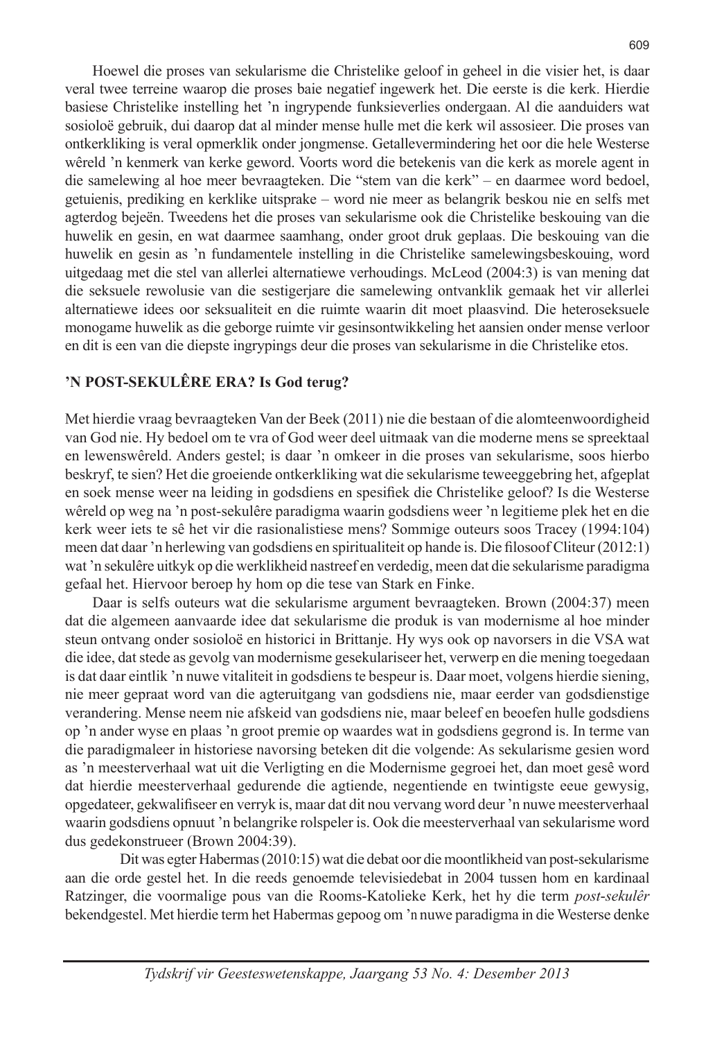Hoewel die proses van sekularisme die Christelike geloof in geheel in die visier het, is daar veral twee terreine waarop die proses baie negatief ingewerk het. Die eerste is die kerk. Hierdie basiese Christelike instelling het 'n ingrypende funksieverlies ondergaan. Al die aanduiders wat sosioloë gebruik, dui daarop dat al minder mense hulle met die kerk wil assosieer. Die proses van ontkerkliking is veral opmerklik onder jongmense. Getallevermindering het oor die hele Westerse wêreld 'n kenmerk van kerke geword. Voorts word die betekenis van die kerk as morele agent in die samelewing al hoe meer bevraagteken. Die "stem van die kerk" – en daarmee word bedoel, getuienis, prediking en kerklike uitsprake – word nie meer as belangrik beskou nie en selfs met agterdog bejeën. Tweedens het die proses van sekularisme ook die Christelike beskouing van die huwelik en gesin, en wat daarmee saamhang, onder groot druk geplaas. Die beskouing van die huwelik en gesin as 'n fundamentele instelling in die Christelike samelewingsbeskouing, word uitgedaag met die stel van allerlei alternatiewe verhoudings. McLeod (2004:3) is van mening dat die seksuele rewolusie van die sestigerjare die samelewing ontvanklik gemaak het vir allerlei alternatiewe idees oor seksualiteit en die ruimte waarin dit moet plaasvind. Die heteroseksuele monogame huwelik as die geborge ruimte vir gesinsontwikkeling het aansien onder mense verloor en dit is een van die diepste ingrypings deur die proses van sekularisme in die Christelike etos.

## 'N POST-SEKULÊRE ERA? Is God terug?

Met hierdie vraag bevraagteken Van der Beek (2011) nie die bestaan of die alomteenwoordigheid van God nie. Hy bedoel om te vra of God weer deel uitmaak van die moderne mens se spreektaal en lewenswêreld. Anders gestel; is daar 'n omkeer in die proses van sekularisme, soos hierbo beskryf, te sien? Het die groeiende ontkerkliking wat die sekularisme teweeggebring het, afgeplat en soek mense weer na leiding in godsdiens en spesifiek die Christelike geloof? Is die Westerse wêreld op weg na 'n post-sekulêre paradigma waarin godsdiens weer 'n legitieme plek het en die kerk weer iets te sê het vir die rasionalistiese mens? Sommige outeurs soos Tracey (1994:104) meen dat daar 'n herlewing van godsdiens en spiritualiteit op hande is. Die filosoof Cliteur (2012:1) wat 'n sekulêre uitkyk op die werklikheid nastreef en verdedig, meen dat die sekularisme paradigma gefaal het. Hiervoor beroep hy hom op die tese van Stark en Finke.

Daar is selfs outeurs wat die sekularisme argument bevraagteken. Brown (2004:37) meen dat die algemeen aanvaarde idee dat sekularisme die produk is van modernisme al hoe minder steun ontvang onder sosioloë en historici in Brittanje. Hy wys ook op navorsers in die VSA wat die idee, dat stede as gevolg van modernisme gesekulariseer het, verwerp en die mening toegedaan is dat daar eintlik 'n nuwe vitaliteit in godsdiens te bespeur is. Daar moet, volgens hierdie siening, nie meer gepraat word van die agteruitgang van godsdiens nie, maar eerder van godsdienstige verandering. Mense neem nie afskeid van godsdiens nie, maar beleef en beoefen hulle godsdiens op 'n ander wyse en plaas 'n groot premie op waardes wat in godsdiens gegrond is. In terme van die paradigmaleer in historiese navorsing beteken dit die volgende: As sekularisme gesien word as 'n meesterverhaal wat uit die Verligting en die Modernisme gegroei het, dan moet gesê word dat hierdie meesterverhaal gedurende die agtiende, negentiende en twintigste eeue gewysig, opgedateer, gekwalifiseer en verryk is, maar dat dit nou vervang word deur 'n nuwe meesterverhaal waarin godsdiens opnuut 'n belangrike rolspeler is. Ook die meesterverhaal van sekularisme word dus gedekonstrueer (Brown 2004:39).

Dit was egter Habermas (2010:15) wat die debat oor die moontlikheid van post-sekularisme aan die orde gestel het. In die reeds genoemde televisiedebat in 2004 tussen hom en kardinaal Ratzinger, die voormalige pous van die Rooms-Katolieke Kerk, het hy die term *post-sekulêr* bekendgestel. Met hierdie term het Habermas gepoog om 'n nuwe paradigma in die Westerse denke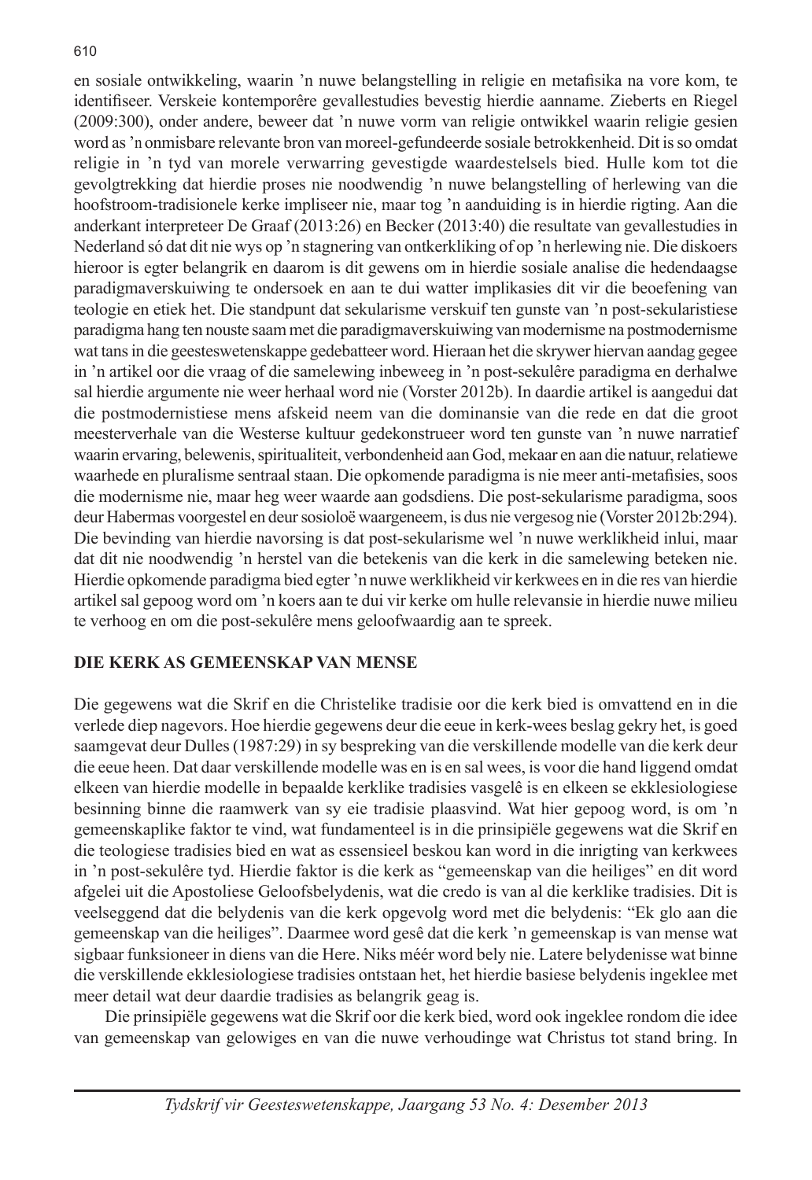en sosiale ontwikkeling, waarin 'n nuwe belangstelling in religie en metafisika na vore kom, te identifiseer. Verskeie kontemporêre gevallestudies bevestig hierdie aanname. Zieberts en Riegel (2009:300), onder andere, beweer dat 'n nuwe vorm van religie ontwikkel waarin religie gesien word as 'n onmisbare relevante bron van moreel-gefundeerde sosiale betrokkenheid. Dit is so omdat religie in 'n tyd van morele verwarring gevestigde waardestelsels bied. Hulle kom tot die gevolgtrekking dat hierdie proses nie noodwendig 'n nuwe belangstelling of herlewing van die hoofstroom-tradisionele kerke impliseer nie, maar tog 'n aanduiding is in hierdie rigting. Aan die anderkant interpreteer De Graaf (2013:26) en Becker (2013:40) die resultate van gevallestudies in Nederland só dat dit nie wys op 'n stagnering van ontkerkliking of op 'n herlewing nie. Die diskoers hieroor is egter belangrik en daarom is dit gewens om in hierdie sosiale analise die hedendaagse paradigmaverskuiwing te ondersoek en aan te dui watter implikasies dit vir die beoefening van teologie en etiek het. Die standpunt dat sekularisme verskuif ten gunste van 'n post-sekularistiese paradigma hang ten nouste saam met die paradigmaverskuiwing van modernisme na postmodernisme wat tans in die geesteswetenskappe gedebatteer word. Hieraan het die skrywer hiervan aandag gegee in 'n artikel oor die vraag of die samelewing inbeweeg in 'n post-sekulêre paradigma en derhalwe sal hierdie argumente nie weer herhaal word nie (Vorster 2012b). In daardie artikel is aangedui dat die postmodernistiese mens afskeid neem van die dominansie van die rede en dat die groot meesterverhale van die Westerse kultuur gedekonstrueer word ten gunste van 'n nuwe narratief waarin ervaring, belewenis, spiritualiteit, verbondenheid aan God, mekaar en aan die natuur, relatiewe waarhede en pluralisme sentraal staan. Die opkomende paradigma is nie meer anti-metafisies, soos die modernisme nie, maar heg weer waarde aan godsdiens. Die post-sekularisme paradigma, soos deur Habermas voorgestel en deur sosioloë waargeneem, is dus nie vergesog nie (Vorster 2012b:294). Die bevinding van hierdie navorsing is dat post-sekularisme wel 'n nuwe werklikheid inlui, maar dat dit nie noodwendig 'n herstel van die betekenis van die kerk in die samelewing beteken nie. Hierdie opkomende paradigma bied egter 'n nuwe werklikheid vir kerkwees en in die res van hierdie artikel sal gepoog word om 'n koers aan te dui vir kerke om hulle relevansie in hierdie nuwe milieu te verhoog en om die post-sekulêre mens geloofwaardig aan te spreek.

## DIE KERK AS GEMEENSKAP VAN MENSE

Die gegewens wat die Skrif en die Christelike tradisie oor die kerk bied is omvattend en in die verlede diep nagevors. Hoe hierdie gegewens deur die eeue in kerk-wees beslag gekry het, is goed saamgevat deur Dulles (1987:29) in sy bespreking van die verskillende modelle van die kerk deur die eeue heen. Dat daar verskillende modelle was en is en sal wees, is voor die hand liggend omdat elkeen van hierdie modelle in bepaalde kerklike tradisies vasgelê is en elkeen se ekklesiologiese besinning binne die raamwerk van sy eie tradisie plaasvind. Wat hier gepoog word, is om 'n gemeenskaplike faktor te vind, wat fundamenteel is in die prinsipiële gegewens wat die Skrif en die teologiese tradisies bied en wat as essensieel beskou kan word in die inrigting van kerkwees in 'n post-sekulêre tyd. Hierdie faktor is die kerk as "gemeenskap van die heiliges" en dit word afgelei uit die Apostoliese Geloofsbelydenis, wat die credo is van al die kerklike tradisies. Dit is veelseggend dat die belydenis van die kerk opgevolg word met die belydenis: "Ek glo aan die gemeenskap van die heiliges". Daarmee word gesê dat die kerk 'n gemeenskap is van mense wat sigbaar funksioneer in diens van die Here. Niks méér word bely nie. Latere belydenisse wat binne die verskillende ekklesiologiese tradisies ontstaan het, het hierdie basiese belydenis ingeklee met meer detail wat deur daardie tradisies as belangrik geag is.

Die prinsipiële gegewens wat die Skrif oor die kerk bied, word ook ingeklee rondom die idee van gemeenskap van gelowiges en van die nuwe verhoudinge wat Christus tot stand bring. In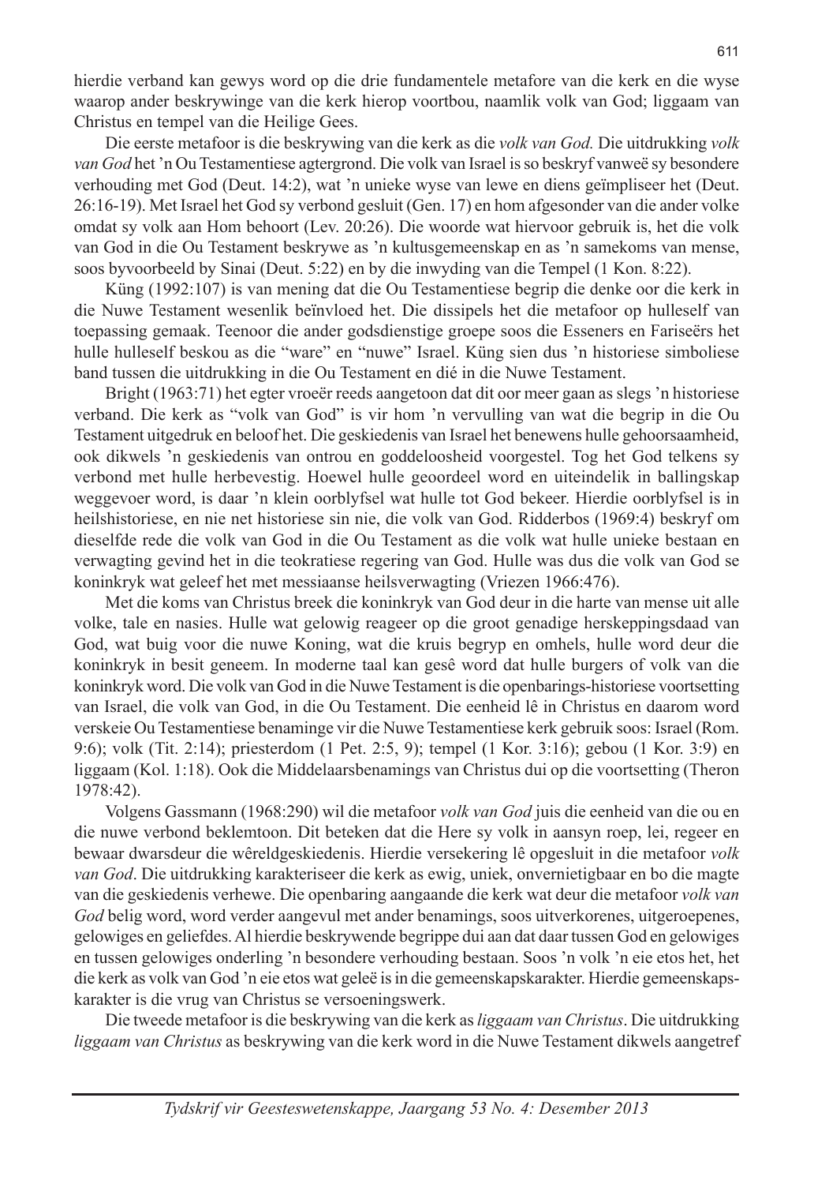hierdie verband kan gewys word op die drie fundamentele metafore van die kerk en die wyse waarop ander beskrywinge van die kerk hierop voortbou, naamlik volk van God; liggaam van Christus en tempel van die Heilige Gees.

Die eerste metafoor is die beskrywing van die kerk as die *volk van God.* Die uitdrukking *volk van God* het 'n Ou Testamentiese agtergrond. Die volk van Israel is so beskryf vanweë sy besondere verhouding met God (Deut. 14:2), wat 'n unieke wyse van lewe en diens geïmpliseer het (Deut. 26:16-19). Met Israel het God sy verbond gesluit (Gen. 17) en hom afgesonder van die ander volke omdat sy volk aan Hom behoort (Lev. 20:26). Die woorde wat hiervoor gebruik is, het die volk van God in die Ou Testament beskrywe as 'n kultusgemeenskap en as 'n samekoms van mense, soos byvoorbeeld by Sinai (Deut. 5:22) en by die inwyding van die Tempel (1 Kon. 8:22).

Küng (1992:107) is van mening dat die Ou Testamentiese begrip die denke oor die kerk in die Nuwe Testament wesenlik beïnvloed het. Die dissipels het die metafoor op hulleself van toepassing gemaak. Teenoor die ander godsdienstige groepe soos die Esseners en Fariseërs het hulle hulleself beskou as die "ware" en "nuwe" Israel. Küng sien dus 'n historiese simboliese band tussen die uitdrukking in die Ou Testament en dié in die Nuwe Testament.

Bright (1963:71) het egter vroeër reeds aangetoon dat dit oor meer gaan as slegs 'n historiese verband. Die kerk as "volk van God" is vir hom 'n vervulling van wat die begrip in die Ou Testament uitgedruk en beloof het. Die geskiedenis van Israel het benewens hulle gehoorsaamheid, ook dikwels 'n geskiedenis van ontrou en goddeloosheid voorgestel. Tog het God telkens sy verbond met hulle herbevestig. Hoewel hulle geoordeel word en uiteindelik in ballingskap weggevoer word, is daar 'n klein oorblyfsel wat hulle tot God bekeer. Hierdie oorblyfsel is in heilshistoriese, en nie net historiese sin nie, die volk van God. Ridderbos (1969:4) beskryf om dieselfde rede die volk van God in die Ou Testament as die volk wat hulle unieke bestaan en verwagting gevind het in die teokratiese regering van God. Hulle was dus die volk van God se koninkryk wat geleef het met messiaanse heilsverwagting (Vriezen 1966:476).

Met die koms van Christus breek die koninkryk van God deur in die harte van mense uit alle volke, tale en nasies. Hulle wat gelowig reageer op die groot genadige herskeppingsdaad van God, wat buig voor die nuwe Koning, wat die kruis begryp en omhels, hulle word deur die koninkryk in besit geneem. In moderne taal kan gesê word dat hulle burgers of volk van die koninkryk word. Die volk van God in die Nuwe Testament is die openbarings-historiese voortsetting van Israel, die volk van God, in die Ou Testament. Die eenheid lê in Christus en daarom word verskeie Ou Testamentiese benaminge vir die Nuwe Testamentiese kerk gebruik soos: Israel (Rom. 9:6); volk (Tit. 2:14); priesterdom (1 Pet. 2:5, 9); tempel (1 Kor. 3:16); gebou (1 Kor. 3:9) en liggaam (Kol. 1:18). Ook die Middelaarsbenamings van Christus dui op die voortsetting (Theron 1978:42).

Volgens Gassmann (1968:290) wil die metafoor *volk van God* juis die eenheid van die ou en die nuwe verbond beklemtoon. Dit beteken dat die Here sy volk in aansyn roep, lei, regeer en bewaar dwarsdeur die wêreldgeskiedenis. Hierdie versekering lê opgesluit in die metafoor *volk van God*. Die uitdrukking karakteriseer die kerk as ewig, uniek, onvernietigbaar en bo die magte van die geskiedenis verhewe. Die openbaring aangaande die kerk wat deur die metafoor *volk van God* belig word, word verder aangevul met ander benamings, soos uitverkorenes, uitgeroepenes, gelowiges en geliefdes. Al hierdie beskrywende begrippe dui aan dat daar tussen God en gelowiges en tussen gelowiges onderling 'n besondere verhouding bestaan. Soos 'n volk 'n eie etos het, het die kerk as volk van God 'n eie etos wat geleë is in die gemeenskapskarakter. Hierdie gemeenskapskarakter is die vrug van Christus se versoeningswerk.

Die tweede metafoor is die beskrywing van die kerk as *liggaam van Christus*. Die uitdrukking *liggaam van Christus* as beskrywing van die kerk word in die Nuwe Testament dikwels aangetref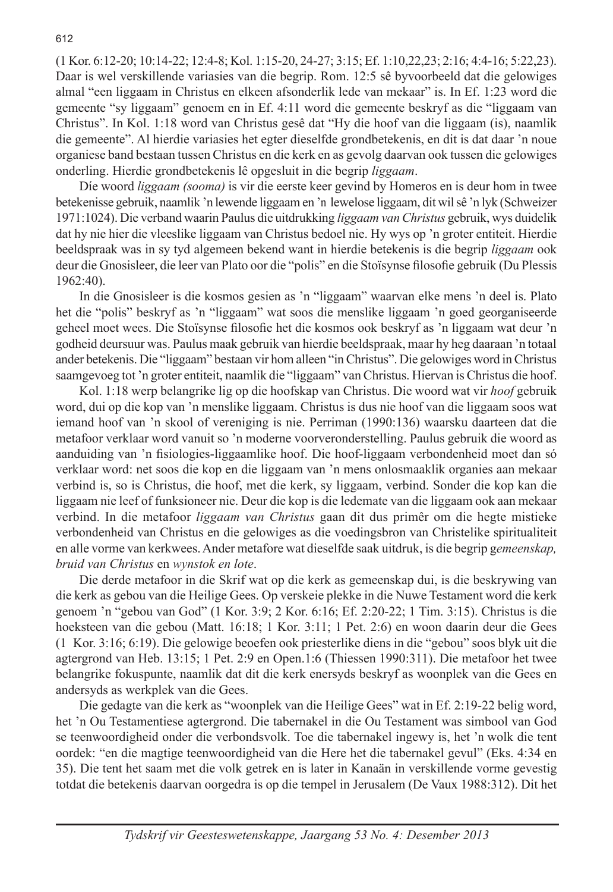(1 Kor. 6:12-20; 10:14-22; 12:4-8; Kol. 1:15-20, 24-27; 3:15; Ef. 1:10,22,23; 2:16; 4:4-16; 5:22,23). Daar is wel verskillende variasies van die begrip. Rom. 12:5 sê byvoorbeeld dat die gelowiges almal "een liggaam in Christus en elkeen afsonderlik lede van mekaar" is. In Ef. 1:23 word die gemeente "sy liggaam" genoem en in Ef. 4:11 word die gemeente beskryf as die "liggaam van Christus". In Kol. 1:18 word van Christus gesê dat "Hy die hoof van die liggaam (is), naamlik die gemeente". Al hierdie variasies het egter dieselfde grondbetekenis, en dit is dat daar 'n noue organiese band bestaan tussen Christus en die kerk en as gevolg daarvan ook tussen die gelowiges onderling. Hierdie grondbetekenis lê opgesluit in die begrip *liggaam*.

Díe woord *liggaam (sooma)* is vir die eerste keer gevind by Homeros en is deur hom in twee betekenisse gebruik, naamlik 'n lewende liggaam en 'n lewelose liggaam, dit wil sê 'n lyk (Schweizer 1971:1024). Die verband waarin Paulus die uitdrukking *liggaam van Christus* gebruik, wys duidelik dat hy nie hier die vleeslike liggaam van Christus bedoel nie. Hy wys op 'n groter entiteit. Hierdie beeldspraak was in sy tyd algemeen bekend want in hierdie betekenis is die begrip *liggaam* ook deur die Gnosisleer, die leer van Plato oor die "polis" en die Stoïsynse filosofie gebruik (Du Plessis 1962:40).

In die Gnosisleer is die kosmos gesien as 'n "liggaam" waarvan elke mens 'n deel is. Plato het die "polis" beskryf as 'n "liggaam" wat soos die menslike liggaam 'n goed georganiseerde geheel moet wees. Die Stoïsynse filosofie het die kosmos ook beskryf as 'n liggaam wat deur 'n godheid deursuur was. Paulus maak gebruik van hierdie beeldspraak, maar hy heg daaraan 'n totaal ander betekenis. Die "liggaam" bestaan vir hom alleen "in Christus". Die gelowiges word in Christus saamgevoeg tot 'n groter entiteit, naamlik die "liggaam" van Christus. Hiervan is Christus die hoof.

Kol. 1:18 werp belangrike lig op die hoofskap van Christus. Die woord wat vir *hoof* gebruik word, dui op die kop van 'n menslike liggaam. Christus is dus nie hoof van die liggaam soos wat iemand hoof van 'n skool of vereniging is nie. Perriman (1990:136) waarsku daarteen dat die metafoor verklaar word vanuit so 'n moderne voorveronderstelling. Paulus gebruik die woord as aanduiding van 'n fisiologies-liggaamlike hoof. Die hoof-liggaam verbondenheid moet dan só verklaar word: net soos die kop en die liggaam van 'n mens onlosmaaklik organies aan mekaar verbind is, so is Christus, die hoof, met die kerk, sy liggaam, verbind. Sonder die kop kan die liggaam nie leef of funksioneer nie. Deur die kop is die ledemate van die liggaam ook aan mekaar verbind. In die metafoor *liggaam van Christus* gaan dit dus primêr om die hegte mistieke verbondenheid van Christus en die gelowiges as die voedingsbron van Christelike spiritualiteit en alle vorme van kerkwees. Ander metafore wat dieselfde saak uitdruk, is die begrip g*emeenskap, bruid van Christus* en *wynstok en lote*.

Die derde metafoor in die Skrif wat op die kerk as gemeenskap dui, is die beskrywing van die kerk as gebou van die Heilige Gees. Op verskeie plekke in die Nuwe Testament word die kerk genoem 'n "gebou van God" (1 Kor. 3:9; 2 Kor. 6:16; Ef. 2:20-22; 1 Tim. 3:15). Christus is die hoeksteen van die gebou (Matt. 16:18; 1 Kor. 3:11; 1 Pet. 2:6) en woon daarin deur die Gees (1 Kor. 3:16; 6:19). Die gelowige beoefen ook priesterlike diens in die "gebou" soos blyk uit die agtergrond van Heb. 13:15; 1 Pet. 2:9 en Open.1:6 (Thiessen 1990:311). Die metafoor het twee belangrike fokuspunte, naamlik dat dit die kerk enersyds beskryf as woonplek van die Gees en andersyds as werkplek van die Gees.

Die gedagte van die kerk as "woonplek van die Heilige Gees" wat in Ef. 2:19-22 belig word, het 'n Ou Testamentiese agtergrond. Die tabernakel in die Ou Testament was simbool van God se teenwoordigheid onder die verbondsvolk. Toe die tabernakel ingewy is, het 'n wolk die tent oordek: "en die magtige teenwoordigheid van die Here het die tabernakel gevul" (Eks. 4:34 en 35). Die tent het saam met die volk getrek en is later in Kanaän in verskillende vorme gevestig totdat die betekenis daarvan oorgedra is op die tempel in Jerusalem (De Vaux 1988:312). Dit het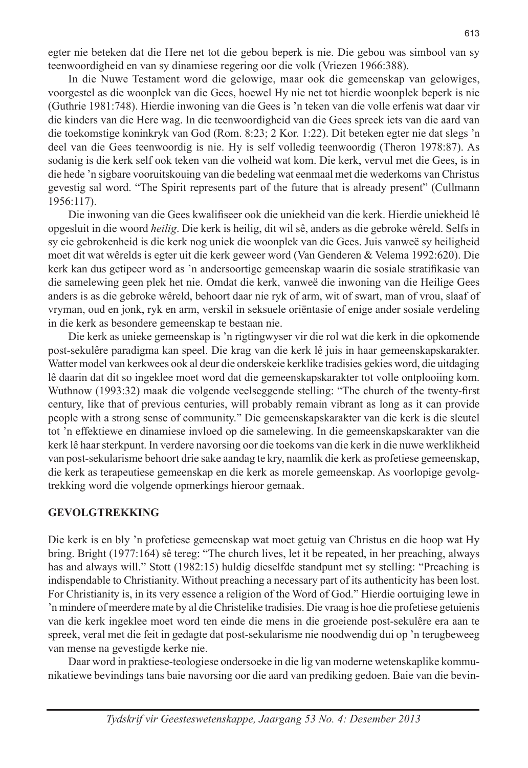egter nie beteken dat die Here net tot die gebou beperk is nie. Die gebou was simbool van sy teenwoordigheid en van sy dinamiese regering oor die volk (Vriezen 1966:388).

In die Nuwe Testament word die gelowige, maar ook die gemeenskap van gelowiges, voorgestel as die woonplek van die Gees, hoewel Hy nie net tot hierdie woonplek beperk is nie (Guthrie 1981:748). Hierdie inwoning van die Gees is 'n teken van die volle erfenis wat daar vir die kinders van die Here wag. In die teenwoordigheid van die Gees spreek iets van die aard van die toekomstige koninkryk van God (Rom. 8:23; 2 Kor. 1:22). Dit beteken egter nie dat slegs 'n deel van die Gees teenwoordig is nie. Hy is self volledig teenwoordig (Theron 1978:87). As sodanig is die kerk self ook teken van die volheid wat kom. Die kerk, vervul met die Gees, is in die hede 'n sigbare vooruitskouing van die bedeling wat eenmaal met die wederkoms van Christus gevestig sal word. "The Spirit represents part of the future that is already present" (Cullmann 1956:117).

Die inwoning van die Gees kwalifiseer ook die uniekheid van die kerk. Hierdie uniekheid lê opgesluit in die woord *heilig*. Die kerk is heilig, dit wil sê, anders as die gebroke wêreld. Selfs in sy eie gebrokenheid is die kerk nog uniek die woonplek van die Gees. Juis vanweë sy heiligheid moet dit wat wêrelds is egter uit die kerk geweer word (Van Genderen & Velema 1992:620). Die kerk kan dus getipeer word as 'n andersoortige gemeenskap waarin die sosiale stratifikasie van die samelewing geen plek het nie. Omdat die kerk, vanweë die inwoning van die Heilige Gees anders is as die gebroke wêreld, behoort daar nie ryk of arm, wit of swart, man of vrou, slaaf of vryman, oud en jonk, ryk en arm, verskil in seksuele oriëntasie of enige ander sosiale verdeling in die kerk as besondere gemeenskap te bestaan nie.

Die kerk as unieke gemeenskap is 'n rigtingwyser vir die rol wat die kerk in die opkomende post-sekulêre paradigma kan speel. Die krag van die kerk lê juis in haar gemeenskapskarakter. Watter model van kerkwees ook al deur die onderskeie kerklike tradisies gekies word, die uitdaging lê daarin dat dit so ingeklee moet word dat die gemeenskapskarakter tot volle ontplooiing kom. Wuthnow (1993:32) maak die volgende veelseggende stelling: "The church of the twenty-first century, like that of previous centuries, will probably remain vibrant as long as it can provide people with a strong sense of community." Die gemeenskapskarakter van die kerk is die sleutel tot 'n effektiewe en dinamiese invloed op die samelewing. In die gemeenskapskarakter van die kerk lê haar sterkpunt. In verdere navorsing oor die toekoms van die kerk in die nuwe werklikheid van post-sekularisme behoort drie sake aandag te kry, naamlik die kerk as profetiese gemeenskap, die kerk as terapeutiese gemeenskap en die kerk as morele gemeenskap. As voorlopige gevolgtrekking word die volgende opmerkings hieroor gemaak.

## GEVOLGTREKKING

Die kerk is en bly 'n profetiese gemeenskap wat moet getuig van Christus en die hoop wat Hy bring. Bright (1977:164) sê tereg: "The church lives, let it be repeated, in her preaching, always has and always will." Stott (1982:15) huldig dieselfde standpunt met sy stelling: "Preaching is indispendable to Christianity. Without preaching a necessary part of its authenticity has been lost. For Christianity is, in its very essence a religion of the Word of God." Hierdie oortuiging lewe in 'n mindere of meerdere mate by al die Christelike tradisies. Die vraag is hoe die profetiese getuienis van die kerk ingeklee moet word ten einde die mens in die groeiende post-sekulêre era aan te spreek, veral met die feit in gedagte dat post-sekularisme nie noodwendig dui op 'n terugbeweeg van mense na gevestigde kerke nie.

Daar word in praktiese-teologiese ondersoeke in die lig van moderne wetenskaplike kommunikatiewe bevindings tans baie navorsing oor die aard van prediking gedoen. Baie van die bevin-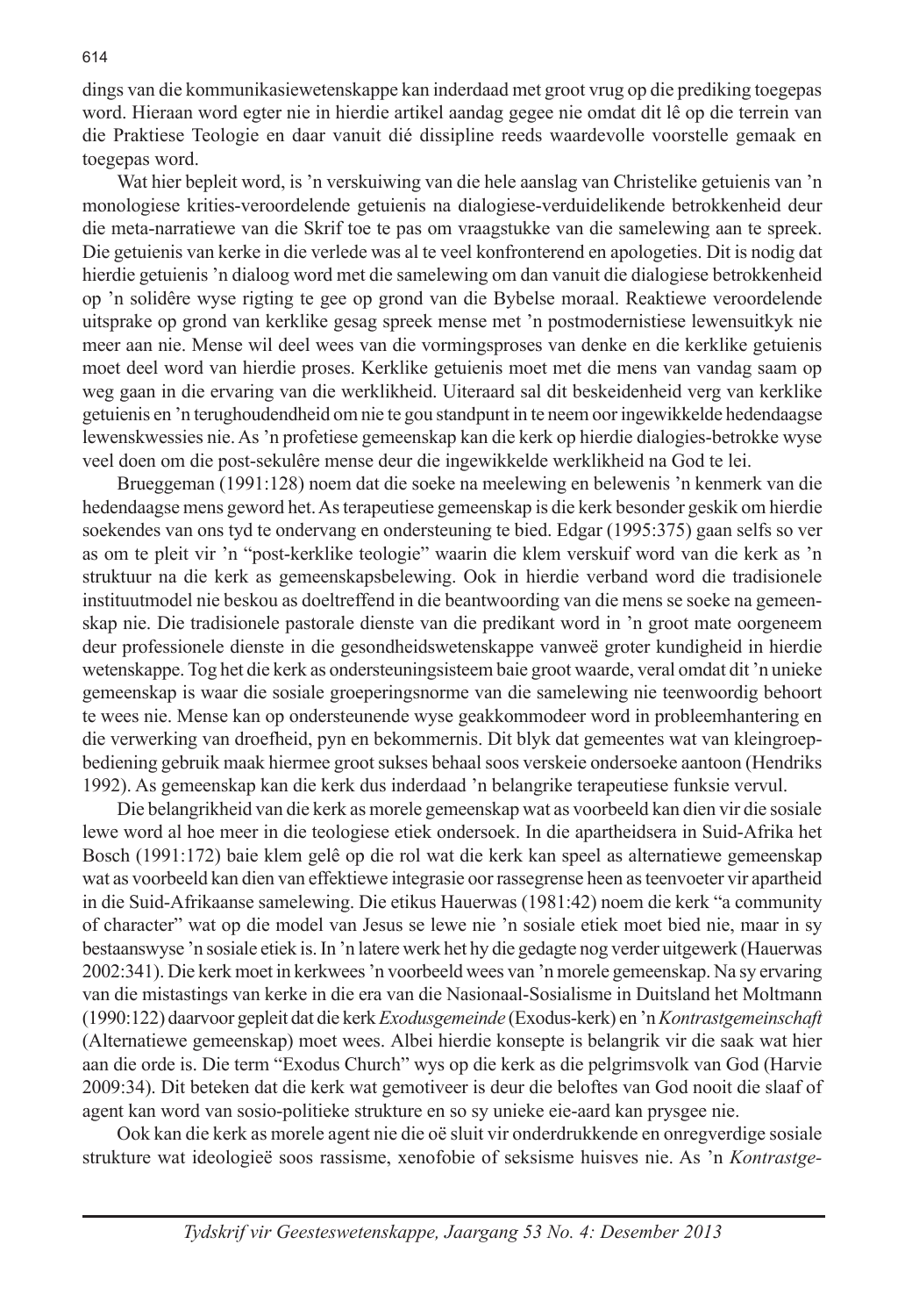dings van die kommunikasiewetenskappe kan inderdaad met groot vrug op die prediking toegepas word. Hieraan word egter nie in hierdie artikel aandag gegee nie omdat dit lê op die terrein van die Praktiese Teologie en daar vanuit dié dissipline reeds waardevolle voorstelle gemaak en toegepas word.

Wat hier bepleit word, is 'n verskuiwing van die hele aanslag van Christelike getuienis van 'n monologiese krities-veroordelende getuienis na dialogiese-verduidelikende betrokkenheid deur die meta-narratiewe van die Skrif toe te pas om vraagstukke van die samelewing aan te spreek. Die getuienis van kerke in die verlede was al te veel konfronterend en apologeties. Dit is nodig dat hierdie getuienis 'n dialoog word met die samelewing om dan vanuit die dialogiese betrokkenheid op 'n solidêre wyse rigting te gee op grond van die Bybelse moraal. Reaktiewe veroordelende uitsprake op grond van kerklike gesag spreek mense met 'n postmodernistiese lewensuitkyk nie meer aan nie. Mense wil deel wees van die vormingsproses van denke en die kerklike getuienis moet deel word van hierdie proses. Kerklike getuienis moet met die mens van vandag saam op weg gaan in die ervaring van die werklikheid. Uiteraard sal dit beskeidenheid verg van kerklike getuienis en 'n terughoudendheid om nie te gou standpunt in te neem oor ingewikkelde hedendaagse lewenskwessies nie. As 'n profetiese gemeenskap kan die kerk op hierdie dialogies-betrokke wyse veel doen om die post-sekulêre mense deur die ingewikkelde werklikheid na God te lei.

Brueggeman (1991:128) noem dat die soeke na meelewing en belewenis 'n kenmerk van die hedendaagse mens geword het. As terapeutiese gemeenskap is die kerk besonder geskik om hierdie soekendes van ons tyd te ondervang en ondersteuning te bied. Edgar (1995:375) gaan selfs so ver as om te pleit vir 'n "post-kerklike teologie" waarin die klem verskuif word van die kerk as 'n struktuur na die kerk as gemeenskapsbelewing. Ook in hierdie verband word die tradisionele instituutmodel nie beskou as doeltreffend in die beantwoording van die mens se soeke na gemeenskap nie. Die tradisionele pastorale dienste van die predikant word in 'n groot mate oorgeneem deur professionele dienste in die gesondheidswetenskappe vanweë groter kundigheid in hierdie wetenskappe. Tog het die kerk as ondersteuningsisteem baie groot waarde, veral omdat dit 'n unieke gemeenskap is waar die sosiale groeperingsnorme van die samelewing nie teenwoordig behoort te wees nie. Mense kan op ondersteunende wyse geakkommodeer word in probleemhantering en die verwerking van droefheid, pyn en bekommernis. Dit blyk dat gemeentes wat van kleingroepbediening gebruik maak hiermee groot sukses behaal soos verskeie ondersoeke aantoon (Hendriks 1992). As gemeenskap kan die kerk dus inderdaad 'n belangrike terapeutiese funksie vervul.

Die belangrikheid van die kerk as morele gemeenskap wat as voorbeeld kan dien vir die sosiale lewe word al hoe meer in die teologiese etiek ondersoek. In die apartheidsera in Suid-Afrika het Bosch (1991:172) baie klem gelê op die rol wat die kerk kan speel as alternatiewe gemeenskap wat as voorbeeld kan dien van effektiewe integrasie oor rassegrense heen as teenvoeter vir apartheid in die Suid-Afrikaanse samelewing. Die etikus Hauerwas (1981:42) noem die kerk "a community of character" wat op die model van Jesus se lewe nie 'n sosiale etiek moet bied nie, maar in sy bestaanswyse 'n sosiale etiek is. In 'n latere werk het hy die gedagte nog verder uitgewerk (Hauerwas 2002:341). Die kerk moet in kerkwees 'n voorbeeld wees van 'n morele gemeenskap. Na sy ervaring van die mistastings van kerke in die era van die Nasionaal-Sosialisme in Duitsland het Moltmann (1990:122) daarvoor gepleit dat die kerk *Exodusgemeinde* (Exodus-kerk) en 'n *Kontrastgemeinschaft* (Alternatiewe gemeenskap) moet wees. Albei hierdie konsepte is belangrik vir die saak wat hier aan die orde is. Die term "Exodus Church" wys op die kerk as die pelgrimsvolk van God (Harvie 2009:34). Dit beteken dat die kerk wat gemotiveer is deur die beloftes van God nooit die slaaf of agent kan word van sosio-politieke strukture en so sy unieke eie-aard kan prysgee nie.

Ook kan die kerk as morele agent nie die oë sluit vir onderdrukkende en onregverdige sosiale strukture wat ideologieë soos rassisme, xenofobie of seksisme huisves nie. As 'n *Kontrastge-*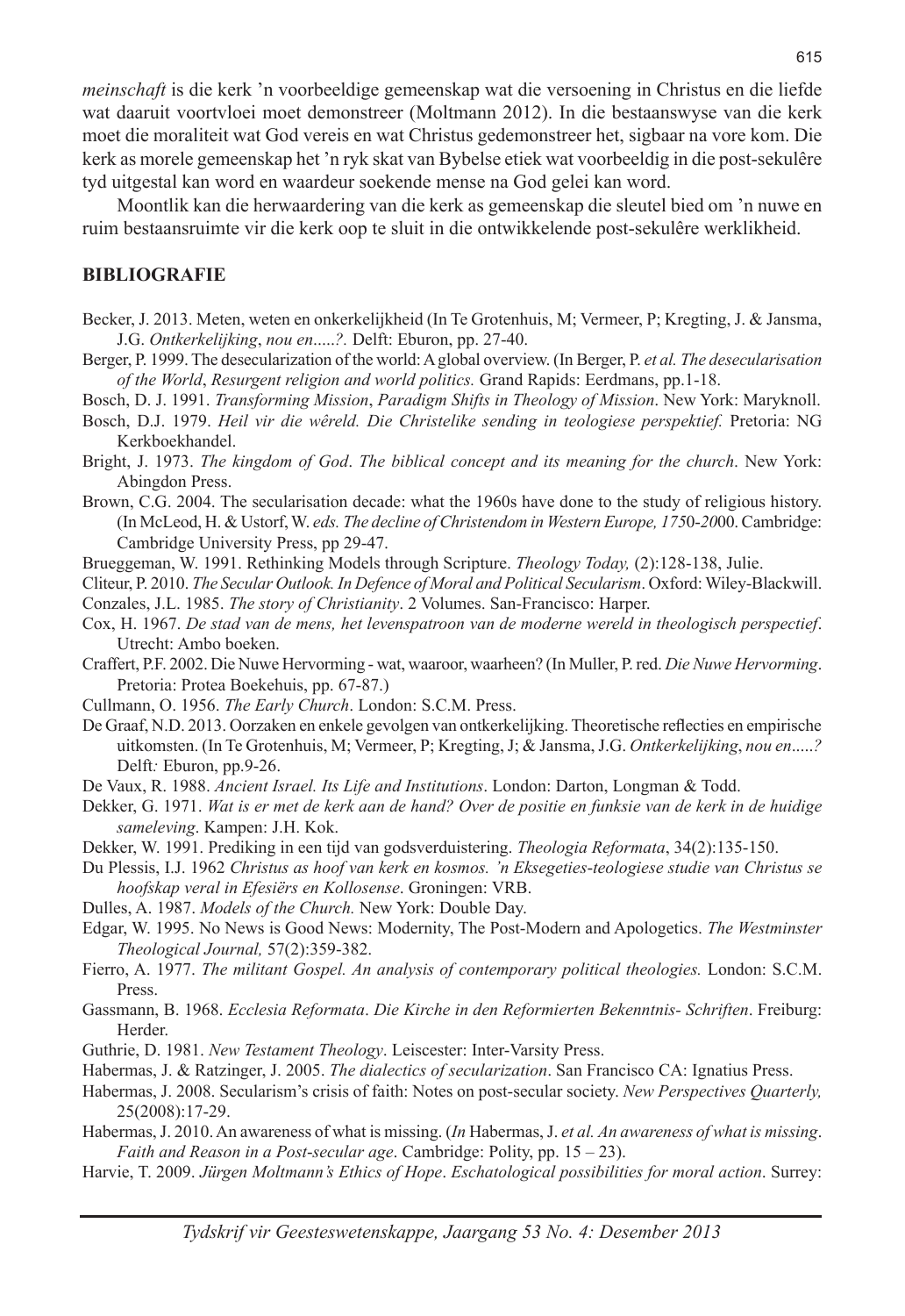*meinschaft* is die kerk 'n voorbeeldige gemeenskap wat die versoening in Christus en die liefde wat daaruit voortvloei moet demonstreer (Moltmann 2012). In die bestaanswyse van die kerk moet die moraliteit wat God vereis en wat Christus gedemonstreer het, sigbaar na vore kom. Die kerk as morele gemeenskap het 'n ryk skat van Bybelse etiek wat voorbeeldig in die post-sekulêre tyd uitgestal kan word en waardeur soekende mense na God gelei kan word.

Moontlik kan die herwaardering van die kerk as gemeenskap die sleutel bied om 'n nuwe en ruim bestaansruimte vir die kerk oop te sluit in die ontwikkelende post-sekulêre werklikheid.

## BIBLIOGRAFIE

Becker, J. 2013. Meten, weten en onkerkelijkheid (In Te Grotenhuis, M; Vermeer, P; Kregting, J. & Jansma, J.G. *Ontkerkelijking*, *nou en.....?.* Delft: Eburon, pp. 27-40.

Berger, P. 1999. The desecularization of the world: A global overview. (In Berger, P. *et al. The desecularisation of the World*, *Resurgent religion and world politics.* Grand Rapids: Eerdmans, pp.1-18.

Bosch, D. J. 1991. *Transforming Mission*, *Paradigm Shifts in Theology of Mission*. New York: Maryknoll.

Bosch, D.J. 1979. *Heil vir die wêreld. Die Christelike sending in teologiese perspektief.* Pretoria: NG Kerkboekhandel.

Bright, J. 1973. *The kingdom of God*. *The biblical concept and its meaning for the church*. New York: Abingdon Press.

Brown, C.G. 2004. The secularisation decade: what the 1960s have done to the study of religious history. (In McLeod, H. & Ustorf, W. *eds. The decline of Christendom in Western Europe, 1750-2000*. Cambridge: Cambridge University Press, pp 29-47.

Brueggeman, W. 1991. Rethinking Models through Scripture. *Theology Today,* (2):128-138, Julie.

Cliteur, P. 2010. *The Secular Outlook. In Defence of Moral and Political Secularism*. Oxford: Wiley-Blackwill.

Conzales, J.L. 1985. *The story of Christianity*. 2 Volumes. San-Francisco: Harper.

Cox, H. 1967. *De stad van de mens, het levenspatroon van de moderne wereld in theologisch perspectief*. Utrecht: Ambo boeken.

Craffert, P.F. 2002. Die Nuwe Hervorming - wat, waaroor, waarheen? (In Muller, P. red. *Die Nuwe Hervorming*. Pretoria: Protea Boekehuis, pp. 67-87.)

Cullmann, O. 1956. *The Early Church*. London: S.C.M. Press.

De Graaf, N.D. 2013. Oorzaken en enkele gevolgen van ontkerkelijking. Theoretische reflecties en empirische uitkomsten. (In Te Grotenhuis, M; Vermeer, P; Kregting, J; & Jansma, J.G. *Ontkerkelijking*, *nou en.....?* Delft*:* Eburon, pp.9-26.

De Vaux, R. 1988. *Ancient Israel. Its Life and Institutions*. London: Darton, Longman & Todd.

Dekker, G. 1971. *Wat is er met de kerk aan de hand? Over de positie en funksie van de kerk in de huidige sameleving*. Kampen: J.H. Kok.

Dekker, W. 1991. Prediking in een tijd van godsverduistering. *Theologia Reformata*, 34(2):135-150.

Du Plessis, I.J. 1962 *Christus as hoof van kerk en kosmos. 'n Eksegeties-teologiese studie van Christus se hoofskap veral in Efesiërs en Kollosense*. Groningen: VRB.

Dulles, A. 1987. *Models of the Church.* New York: Double Day.

Edgar, W. 1995. No News is Good News: Modernity, The Post-Modern and Apologetics. *The Westminster Theological Journal,* 57(2):359-382.

Fierro, A. 1977. *The militant Gospel. An analysis of contemporary political theologies.* London: S.C.M. Press.

Gassmann, B. 1968. *Ecclesia Reformata*. *Die Kirche in den Reformierten Bekenntnis- Schriften*. Freiburg: Herder.

Guthrie, D. 1981. *New Testament Theology*. Leiscester: Inter-Varsity Press.

Habermas, J. & Ratzinger, J. 2005. *The dialectics of secularization*. San Francisco CA: Ignatius Press.

Habermas, J. 2008. Secularism's crisis of faith: Notes on post-secular society. *New Perspectives Quarterly,* 25(2008):17-29.

Habermas, J. 2010. An awareness of what is missing. (*In* Habermas, J. *et al. An awareness of what is missing*. *Faith and Reason in a Post-secular age*. Cambridge: Polity, pp. 15 – 23).

Harvie, T. 2009. *Jürgen Moltmann's Ethics of Hope*. *Eschatological possibilities for moral action*. Surrey: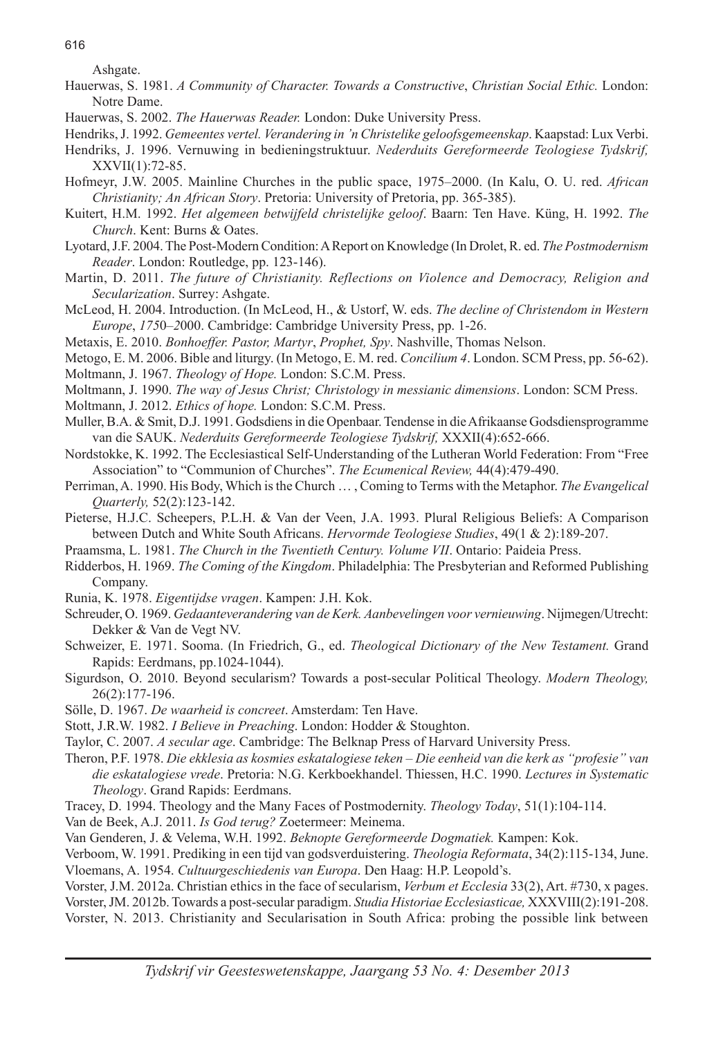Ashgate.

Hauerwas, S. 1981. *A Community of Character. Towards a Constructive*, *Christian Social Ethic.* London: Notre Dame.

Hauerwas, S. 2002. *The Hauerwas Reader.* London: Duke University Press.

Hendriks, J. 1992. *Gemeentes vertel. Verandering in 'n Christelike geloofsgemeenskap*. Kaapstad: Lux Verbi.

Hendriks, J. 1996. Vernuwing in bedieningstruktuur. *Nederduits Gereformeerde Teologiese Tydskrif,* XXVII(1):72-85.

Hofmeyr, J.W. 2005. Mainline Churches in the public space, 1975–2000. (In Kalu, O. U. red. *African Christianity; An African Story*. Pretoria: University of Pretoria, pp. 365-385).

Kuitert, H.M. 1992. *Het algemeen betwijfeld christelijke geloof*. Baarn: Ten Have. Küng, H. 1992. *The Church*. Kent: Burns & Oates.

Lyotard, J.F. 2004. The Post-Modern Condition: A Report on Knowledge (In Drolet, R. ed. *The Postmodernism Reader*. London: Routledge, pp. 123-146).

Martin, D. 2011. *The future of Christianity. Reflections on Violence and Democracy, Religion and Secularization*. Surrey: Ashgate.

McLeod, H. 2004. Introduction. (In McLeod, H., & Ustorf, W. eds. *The decline of Christendom in Western Europe*, *1750–2000*. Cambridge: Cambridge University Press, pp. 1-26.

Metaxis, E. 2010. *Bonhoeffer. Pastor, Martyr*, *Prophet, Spy*. Nashville, Thomas Nelson.

Metogo, E. M. 2006. Bible and liturgy. (In Metogo, E. M. red. *Concilium 4*. London. SCM Press, pp. 56-62).

Moltmann, J. 1967. *Theology of Hope.* London: S.C.M. Press.

Moltmann, J. 1990. *The way of Jesus Christ; Christology in messianic dimensions*. London: SCM Press.

Moltmann, J. 2012. *Ethics of hope.* London: S.C.M. Press.

Muller, B.A. & Smit, D.J. 1991. Godsdiens in die Openbaar. Tendense in die Afrikaanse Godsdiensprogramme van die SAUK. *Nederduits Gereformeerde Teologiese Tydskrif,* XXXII(4):652-666.

Nordstokke, K. 1992. The Ecclesiastical Self-Understanding of the Lutheran World Federation: From "Free Association" to "Communion of Churches". *The Ecumenical Review,* 44(4):479-490.

Perriman, A. 1980. His Body, Which is the Church … , Coming to Terms with the Metaphor. *The Evangelical Quarterly,* 52(2):123-142.

Pieterse, H.J.C. Scheepers, P.L.H. & Van der Veen, J.A. 1993. Plural Religious Beliefs: A Comparison between Dutch and White South Africans. *Hervormde Teologiese Studies*, 49(1 & 2):189-207.

Praamsma, L. 1981. *The Church in the Twentieth Century. Volume VII*. Ontario: Paideia Press.

Ridderbos, H. 1969. *The Coming of the Kingdom*. Philadelphia: The Presbyterian and Reformed Publishing Company.

Runia, K. 1978. *Eigentijdse vragen*. Kampen: J.H. Kok.

Schreuder, O. 1969. *Gedaanteverandering van de Kerk. Aanbevelingen voor vernieuwing*. Nijmegen/Utrecht: Dekker & Van de Vegt NV.

Schweizer, E. 1971. Sooma. (In Friedrich, G., ed. *Theological Dictionary of the New Testament.* Grand Rapids: Eerdmans, pp.1024-1044).

Sigurdson, O. 2010. Beyond secularism? Towards a post-secular Political Theology. *Modern Theology,* 26(2):177-196.

Sölle, D. 1967. *De waarheid is concreet*. Amsterdam: Ten Have.

Stott, J.R.W. 1982. *I Believe in Preaching*. London: Hodder & Stoughton.

Taylor, C. 2007. *A secular age*. Cambridge: The Belknap Press of Harvard University Press.

Theron, P.F. 1978. *Die ekklesia as kosmies eskatalogiese teken – Die eenheid van die kerk as "profesie" van die eskatalogiese vrede*. Pretoria: N.G. Kerkboekhandel. Thiessen, H.C. 1990. *Lectures in Systematic Theology*. Grand Rapids: Eerdmans.

Tracey, D. 1994. Theology and the Many Faces of Postmodernity. *Theology Today*, 51(1):104-114.

Van de Beek, A.J. 2011. *Is God terug?* Zoetermeer: Meinema.

Van Genderen, J. & Velema, W.H. 1992. *Beknopte Gereformeerde Dogmatiek.* Kampen: Kok.

Verboom, W. 1991. Prediking in een tijd van godsverduistering. *Theologia Reformata*, 34(2):115-134, June.

Vloemans, A. 1954. *Cultuurgeschiedenis van Europa*. Den Haag: H.P. Leopold's.

Vorster, J.M. 2012a. Christian ethics in the face of secularism, *Verbum et Ecclesia* 33(2), Art. #730, x pages.

Vorster, JM. 2012b. Towards a post-secular paradigm. *Studia Historiae Ecclesiasticae,* XXXVIII(2):191-208.

Vorster, N. 2013. Christianity and Secularisation in South Africa: probing the possible link between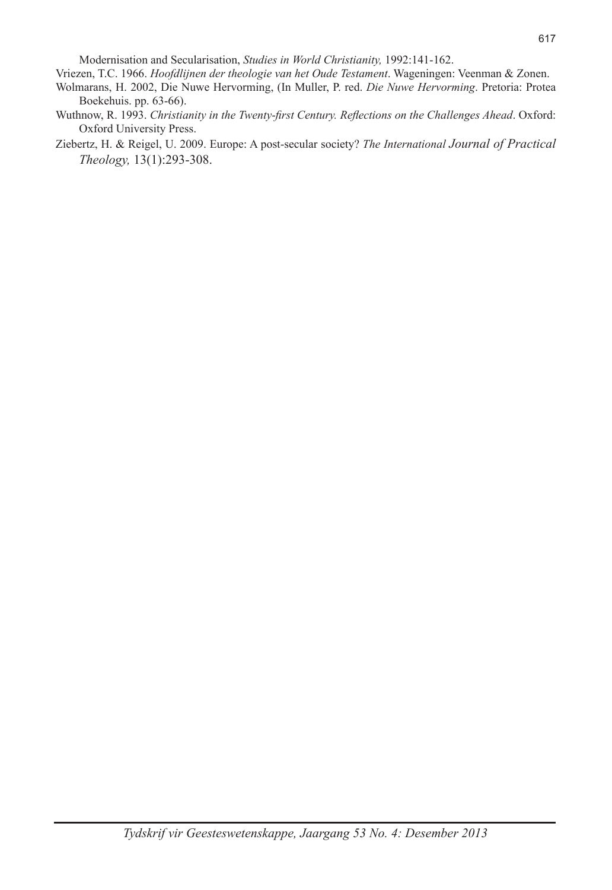Modernisation and Secularisation, *Studies in World Christianity,* 1992:141-162.

Vriezen, T.C. 1966. *Hoofdlijnen der theologie van het Oude Testament*. Wageningen: Veenman & Zonen.

Wolmarans, H. 2002, Die Nuwe Hervorming, (In Muller, P. red. *Die Nuwe Hervorming*. Pretoria: Protea Boekehuis. pp. 63-66).

Wuthnow, R. 1993. *Christianity in the Twenty-first Century. Reflections on the Challenges Ahead*. Oxford: Oxford University Press.

Ziebertz, H. & Reigel, U. 2009. Europe: A post-secular society? *The International Journal of Practical Theology,* 13(1):293-308.